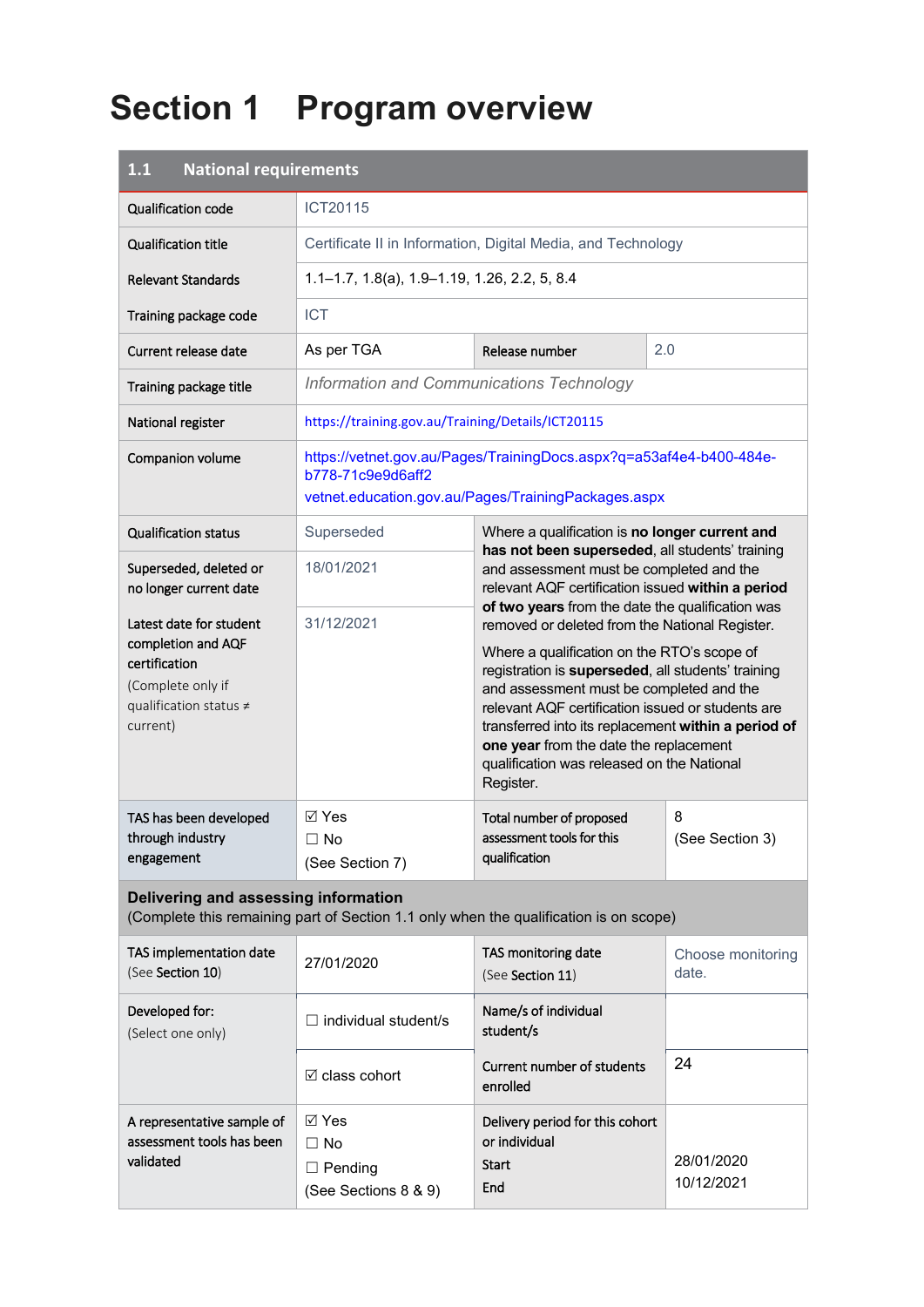# Section 1 Program overview

| 1.1 National requirements | | | |
|---|---|---|---|
| Qualification code | ICT20115 | | |
| Qualification title | Certificate II in Information, Digital Media, and Technology | | |
| Relevant Standards | 1.1–1.7, 1.8(a), 1.9–1.19, 1.26, 2.2, 5, 8.4 | | |
| Training package code | ICT | | |
| Current release date | As per TGA | Release number | 2.0 |
| Training package title | *Information and Communications Technology* | | |
| National register | https://training.gov.au/Training/Details/ICT20115 | | |
| Companion volume | https://vetnet.gov.au/Pages/TrainingDocs.aspx?q=a53af4e4-b400-484e-b778-71c9e9d6aff2<br>vetnet.education.gov.au/Pages/TrainingPackages.aspx | | |
| Qualification status | Superseded | Where a qualification is **no longer current and has not been superseded**, all students' training and assessment must be completed and the relevant AQF certification issued **within a period of two years** from the date the qualification was removed or deleted from the National Register.<br><br>Where a qualification on the RTO's scope of registration is **superseded**, all students' training and assessment must be completed and the relevant AQF certification issued or students are transferred into its replacement **within a period of one year** from the date the replacement qualification was released on the National Register. | |
| Superseded, deleted or no longer current date | 18/01/2021 | | |
| Latest date for student completion and AQF certification (Complete only if qualification status ≠ current) | 31/12/2021 | | |
| TAS has been developed through industry engagement | ☑ Yes<br>☐ No<br>(See Section 7) | Total number of proposed assessment tools for this qualification | 8<br>(See Section 3) |

**Delivering and assessing information**
(Complete this remaining part of Section 1.1 only when the qualification is on scope)

| | | | |
|---|---|---|---|
| TAS implementation date (See Section 10) | 27/01/2020 | TAS monitoring date (See Section 11) | Choose monitoring date. |
| Developed for: (Select one only) | ☐ individual student/s | Name/s of individual student/s | |
| | ☑ class cohort | Current number of students enrolled | 24 |
| A representative sample of assessment tools has been validated | ☑ Yes<br>☐ No<br>☐ Pending<br>(See Sections 8 & 9) | Delivery period for this cohort or individual<br>Start<br>End | <br>28/01/2020<br>10/12/2021 |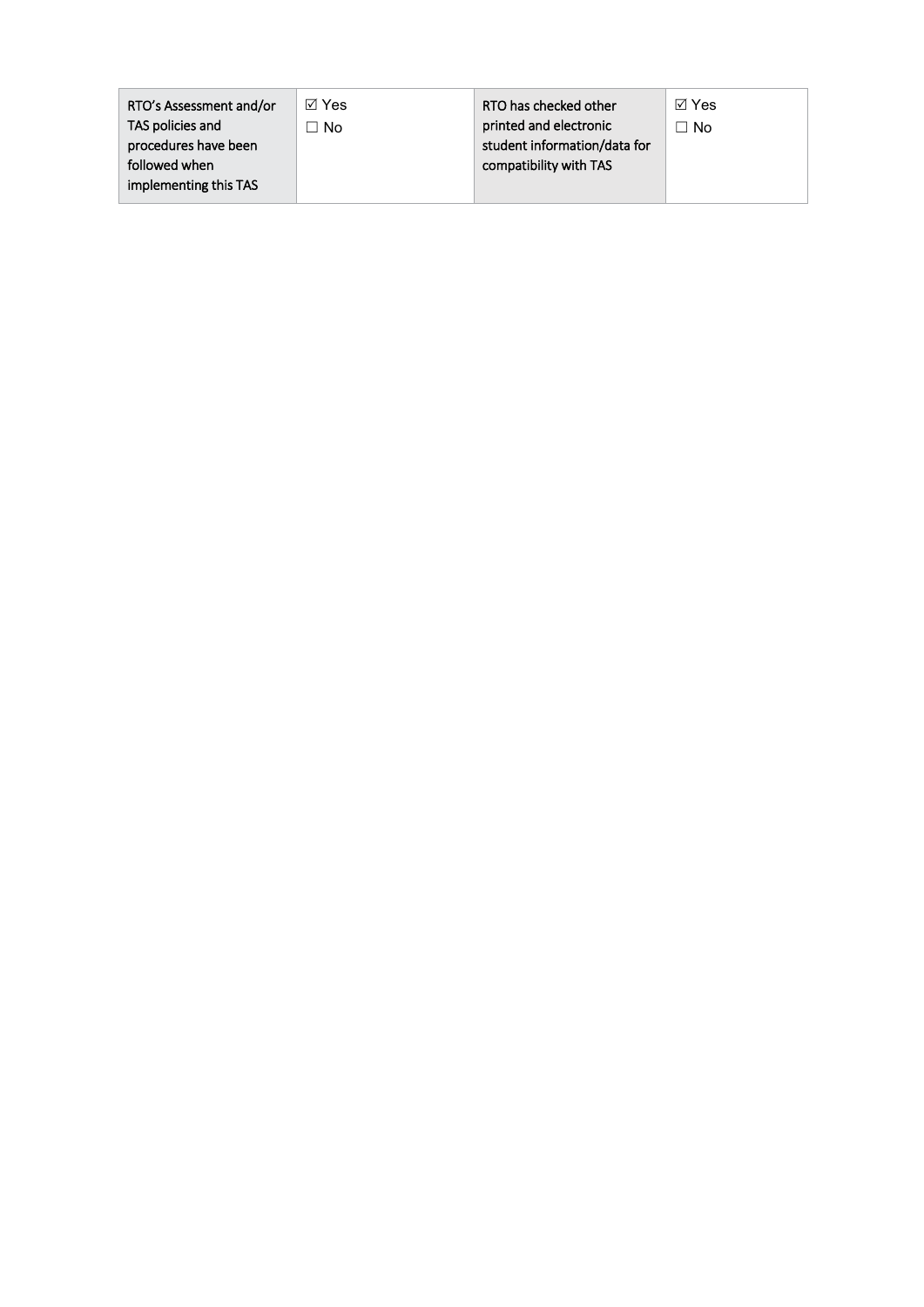| RTO's Assessment and/or TAS policies and procedures have been followed when implementing this TAS | ☑ Yes<br>☐ No | RTO has checked other printed and electronic student information/data for compatibility with TAS | ☑ Yes<br>☐ No |
|---|---|---|---|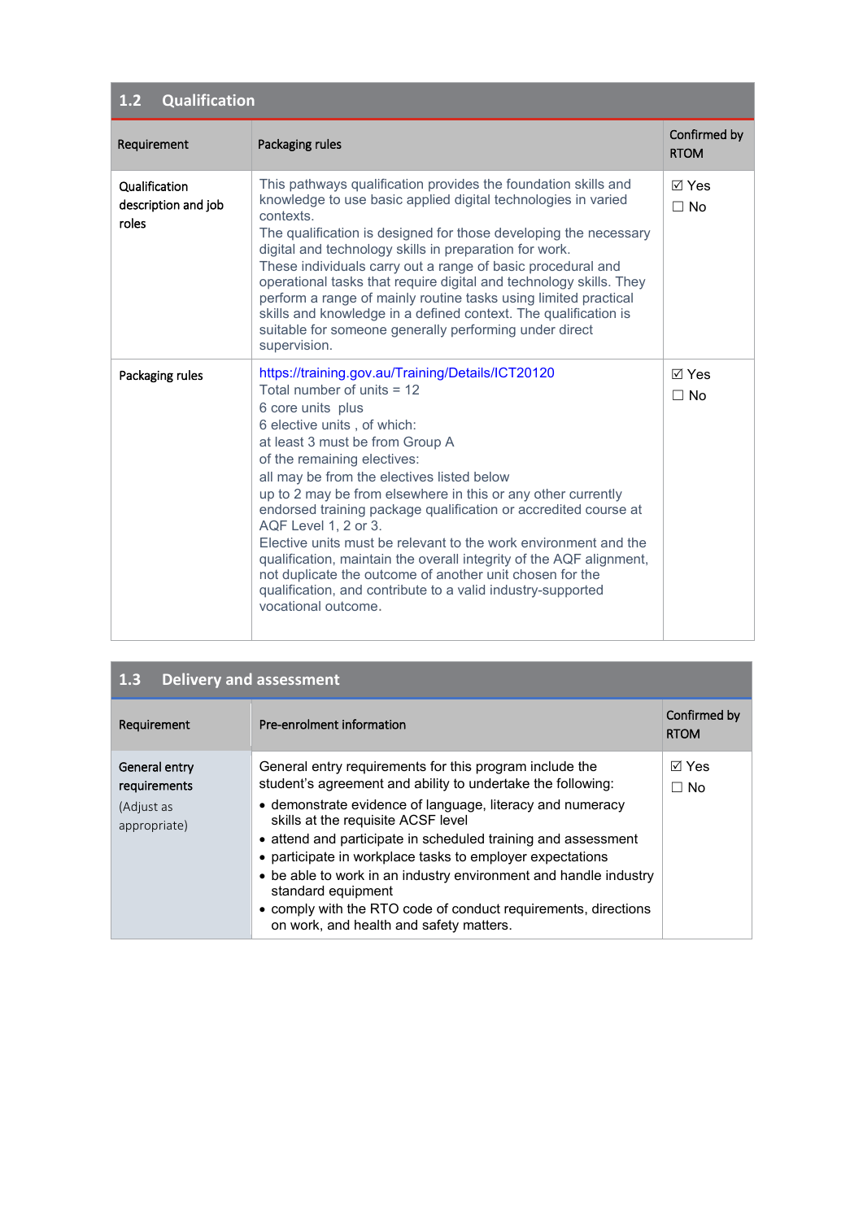## 1.2 Qualification

| Requirement | Packaging rules | Confirmed by RTOM |
|---|---|---|
| Qualification description and job roles | This pathways qualification provides the foundation skills and knowledge to use basic applied digital technologies in varied contexts.<br>The qualification is designed for those developing the necessary digital and technology skills in preparation for work.<br>These individuals carry out a range of basic procedural and operational tasks that require digital and technology skills. They perform a range of mainly routine tasks using limited practical skills and knowledge in a defined context. The qualification is suitable for someone generally performing under direct supervision. | ☑ Yes<br>☐ No |
| Packaging rules | https://training.gov.au/Training/Details/ICT20120<br>Total number of units = 12<br>6 core units plus<br>6 elective units , of which:<br>at least 3 must be from Group A<br>of the remaining electives:<br>all may be from the electives listed below<br>up to 2 may be from elsewhere in this or any other currently endorsed training package qualification or accredited course at AQF Level 1, 2 or 3.<br>Elective units must be relevant to the work environment and the qualification, maintain the overall integrity of the AQF alignment, not duplicate the outcome of another unit chosen for the qualification, and contribute to a valid industry-supported vocational outcome. | ☑ Yes<br>☐ No |

## 1.3 Delivery and assessment

| Requirement | Pre-enrolment information | Confirmed by RTOM |
|---|---|---|
| General entry requirements<br>(Adjust as appropriate) | General entry requirements for this program include the student's agreement and ability to undertake the following:<br>• demonstrate evidence of language, literacy and numeracy skills at the requisite ACSF level<br>• attend and participate in scheduled training and assessment<br>• participate in workplace tasks to employer expectations<br>• be able to work in an industry environment and handle industry standard equipment<br>• comply with the RTO code of conduct requirements, directions on work, and health and safety matters. | ☑ Yes<br>☐ No |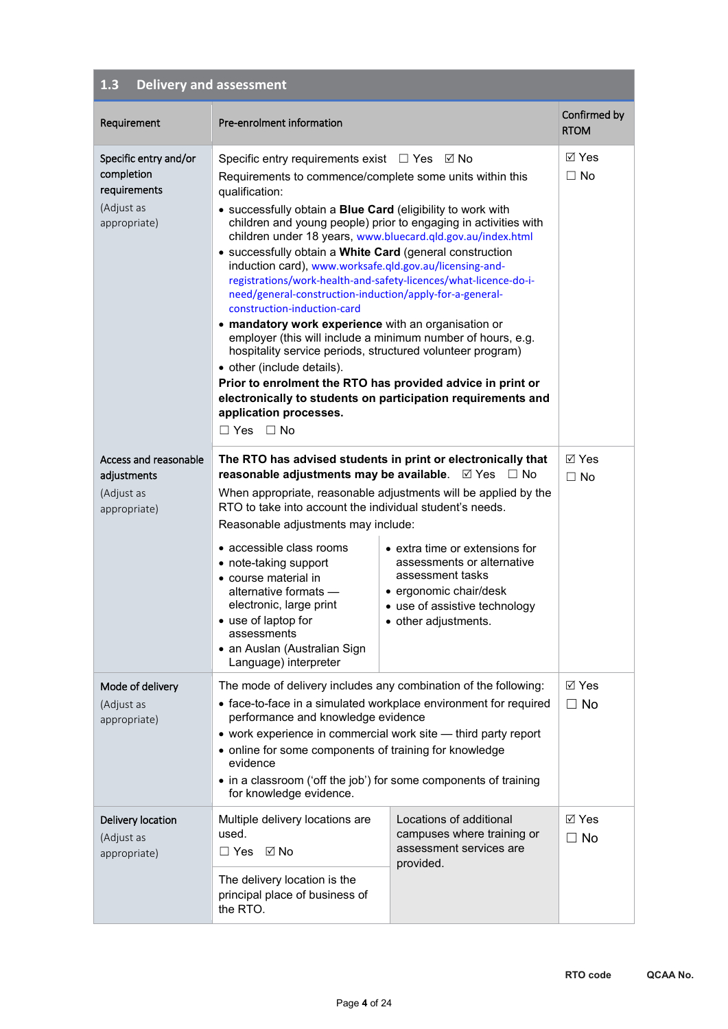## 1.3 Delivery and assessment

| Requirement | Pre-enrolment information | Confirmed by RTOM |
|---|---|---|
| Specific entry and/or completion requirements (Adjust as appropriate) | Specific entry requirements exist ☐ Yes ☑ No<br>Requirements to commence/complete some units within this qualification:<br>• successfully obtain a **Blue Card** (eligibility to work with children and young people) prior to engaging in activities with children under 18 years, www.bluecard.qld.gov.au/index.html<br>• successfully obtain a **White Card** (general construction induction card), www.worksafe.qld.gov.au/licensing-and-registrations/work-health-and-safety-licences/what-licence-do-i-need/general-construction-induction/apply-for-a-general-construction-induction-card<br>• **mandatory work experience** with an organisation or employer (this will include a minimum number of hours, e.g. hospitality service periods, structured volunteer program)<br>• other (include details).<br>**Prior to enrolment the RTO has provided advice in print or electronically to students on participation requirements and application processes.**<br>☐ Yes ☐ No | ☑ Yes<br>☐ No |
| Access and reasonable adjustments (Adjust as appropriate) | **The RTO has advised students in print or electronically that reasonable adjustments may be available.** ☑ Yes ☐ No<br>When appropriate, reasonable adjustments will be applied by the RTO to take into account the individual student's needs.<br>Reasonable adjustments may include:<br>• accessible class rooms<br>• note-taking support<br>• course material in alternative formats — electronic, large print<br>• use of laptop for assessments<br>• an Auslan (Australian Sign Language) interpreter<br>• extra time or extensions for assessments or alternative assessment tasks<br>• ergonomic chair/desk<br>• use of assistive technology<br>• other adjustments. | ☑ Yes<br>☐ No |
| Mode of delivery (Adjust as appropriate) | The mode of delivery includes any combination of the following:<br>• face-to-face in a simulated workplace environment for required performance and knowledge evidence<br>• work experience in commercial work site — third party report<br>• online for some components of training for knowledge evidence<br>• in a classroom ('off the job') for some components of training for knowledge evidence. | ☑ Yes<br>☐ No |
| Delivery location (Adjust as appropriate) | Multiple delivery locations are used.<br>☐ Yes ☑ No<br>The delivery location is the principal place of business of the RTO.<br>Locations of additional campuses where training or assessment services are provided. | ☑ Yes<br>☐ No |

RTO code QCAA No.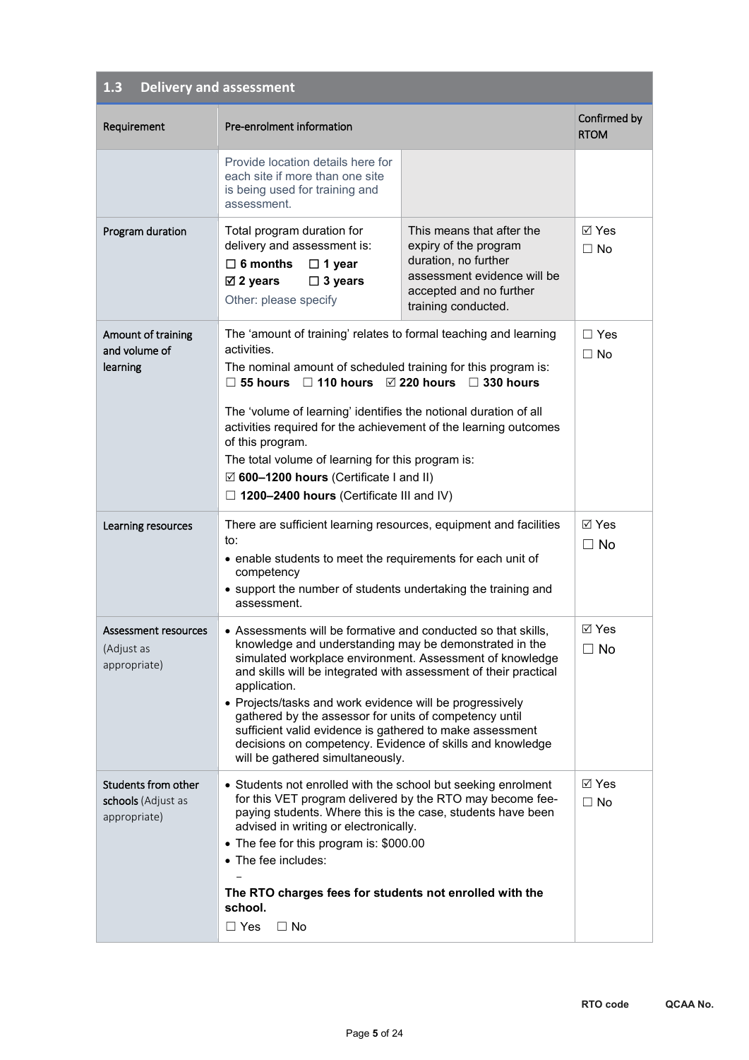## 1.3 Delivery and assessment

| Requirement | Pre-enrolment information | | Confirmed by RTOM |
|---|---|---|---|
| | Provide location details here for each site if more than one site is being used for training and assessment. | | |
| Program duration | Total program duration for delivery and assessment is:<br>☐ **6 months** ☐ **1 year**<br>☑ **2 years** ☐ **3 years**<br>Other: please specify | This means that after the expiry of the program duration, no further assessment evidence will be accepted and no further training conducted. | ☑ Yes<br>☐ No |
| Amount of training and volume of learning | The 'amount of training' relates to formal teaching and learning activities.<br>The nominal amount of scheduled training for this program is:<br>☐ **55 hours** ☐ **110 hours** ☑ **220 hours** ☐ **330 hours**<br><br>The 'volume of learning' identifies the notional duration of all activities required for the achievement of the learning outcomes of this program.<br>The total volume of learning for this program is:<br>☑ **600–1200 hours** (Certificate I and II)<br>☐ **1200–2400 hours** (Certificate III and IV) | | ☐ Yes<br>☐ No |
| Learning resources | There are sufficient learning resources, equipment and facilities to:<br>• enable students to meet the requirements for each unit of competency<br>• support the number of students undertaking the training and assessment. | | ☑ Yes<br>☐ No |
| Assessment resources (Adjust as appropriate) | • Assessments will be formative and conducted so that skills, knowledge and understanding may be demonstrated in the simulated workplace environment. Assessment of knowledge and skills will be integrated with assessment of their practical application.<br>• Projects/tasks and work evidence will be progressively gathered by the assessor for units of competency until sufficient valid evidence is gathered to make assessment decisions on competency. Evidence of skills and knowledge will be gathered simultaneously. | | ☑ Yes<br>☐ No |
| Students from other schools (Adjust as appropriate) | • Students not enrolled with the school but seeking enrolment for this VET program delivered by the RTO may become fee-paying students. Where this is the case, students have been advised in writing or electronically.<br>• The fee for this program is: $000.00<br>• The fee includes:<br>–<br>**The RTO charges fees for students not enrolled with the school.**<br>☐ Yes ☐ No | | ☑ Yes<br>☐ No |

**RTO code** **QCAA No.**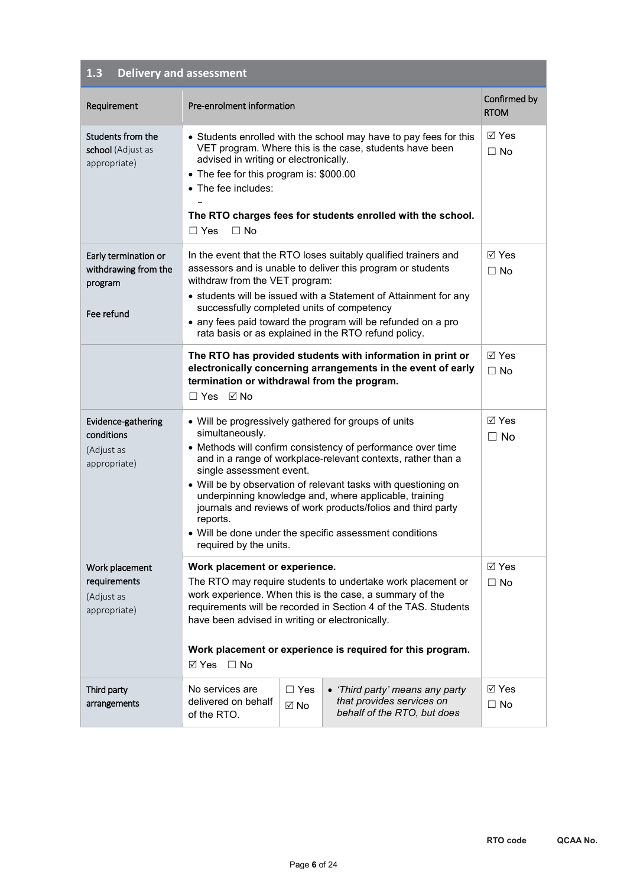## 1.3 Delivery and assessment

| Requirement | Pre-enrolment information | | | Confirmed by RTOM |
|---|---|---|---|---|
| Students from the school (Adjust as appropriate) | • Students enrolled with the school may have to pay fees for this VET program. Where this is the case, students have been advised in writing or electronically.<br>• The fee for this program is: $000.00<br>• The fee includes:<br>–<br>**The RTO charges fees for students enrolled with the school.**<br>☐ Yes ☐ No | | | ☑ Yes<br>☐ No |
| Early termination or withdrawing from the program<br><br>Fee refund | In the event that the RTO loses suitably qualified trainers and assessors and is unable to deliver this program or students withdraw from the VET program:<br>• students will be issued with a Statement of Attainment for any successfully completed units of competency<br>• any fees paid toward the program will be refunded on a pro rata basis or as explained in the RTO refund policy. | | | ☑ Yes<br>☐ No |
| | **The RTO has provided students with information in print or electronically concerning arrangements in the event of early termination or withdrawal from the program.**<br>☐ Yes ☑ No | | | ☑ Yes<br>☐ No |
| Evidence-gathering conditions (Adjust as appropriate) | • Will be progressively gathered for groups of units simultaneously.<br>• Methods will confirm consistency of performance over time and in a range of workplace-relevant contexts, rather than a single assessment event.<br>• Will be by observation of relevant tasks with questioning on underpinning knowledge and, where applicable, training journals and reviews of work products/folios and third party reports.<br>• Will be done under the specific assessment conditions required by the units. | | | ☑ Yes<br>☐ No |
| Work placement requirements (Adjust as appropriate) | **Work placement or experience.**<br>The RTO may require students to undertake work placement or work experience. When this is the case, a summary of the requirements will be recorded in Section 4 of the TAS. Students have been advised in writing or electronically.<br><br>**Work placement or experience is required for this program.**<br>☑ Yes ☐ No | | | ☑ Yes<br>☐ No |
| Third party arrangements | No services are delivered on behalf of the RTO. | ☐ Yes<br>☑ No | • *'Third party' means any party that provides services on behalf of the RTO, but does* | ☑ Yes<br>☐ No |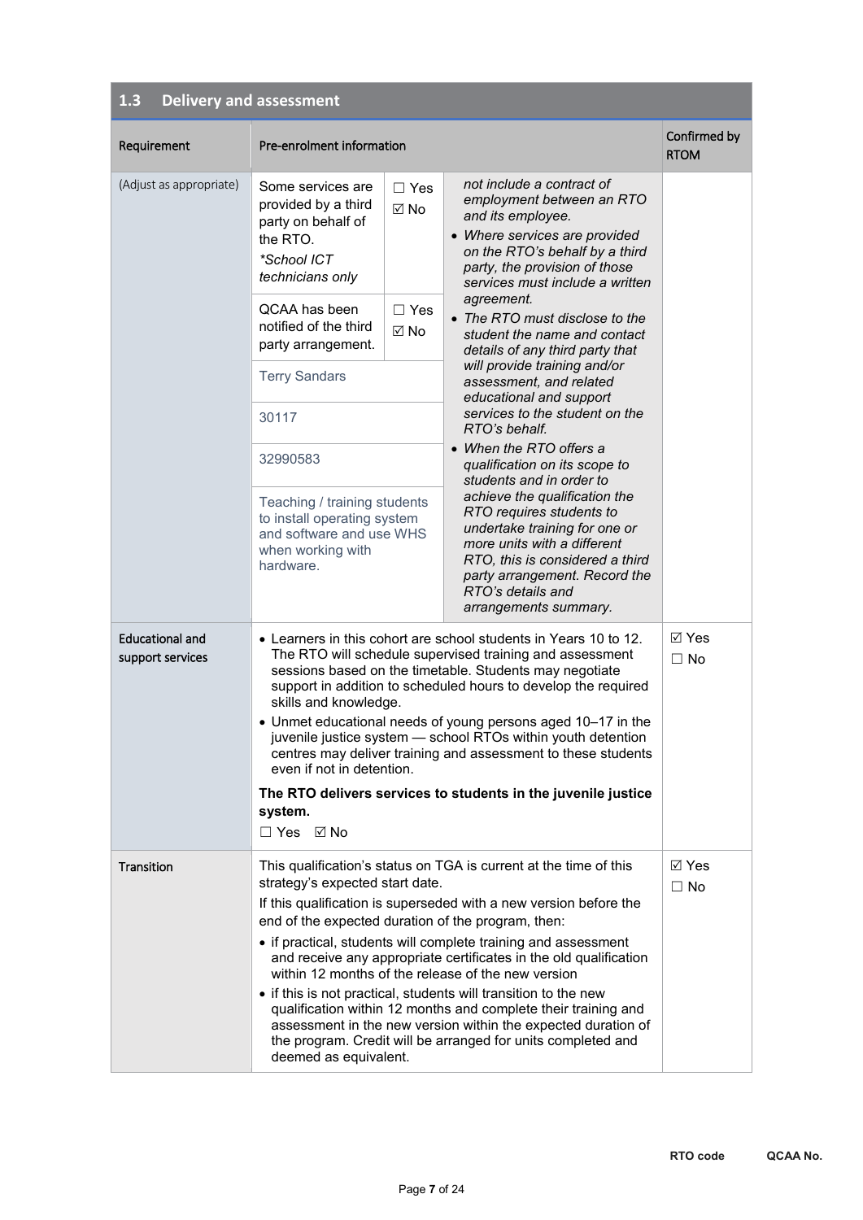## 1.3 Delivery and assessment

| Requirement | Pre-enrolment information | | | Confirmed by RTOM |
|---|---|---|---|---|
| (Adjust as appropriate) | Some services are provided by a third party on behalf of the RTO. *School ICT technicians only* | ☐ Yes ☑ No | *not include a contract of employment between an RTO and its employee.* <br>• *Where services are provided on the RTO's behalf by a third party, the provision of those services must include a written agreement.* <br>• *The RTO must disclose to the student the name and contact details of any third party that will provide training and/or assessment, and related educational and support services to the student on the RTO's behalf.* <br>• *When the RTO offers a qualification on its scope to students and in order to achieve the qualification the RTO requires students to undertake training for one or more units with a different RTO, this is considered a third party arrangement. Record the RTO's details and arrangements summary.* | |
| | QCAA has been notified of the third party arrangement. | ☐ Yes ☑ No | | |
| | Terry Sandars | | | |
| | 30117 | | | |
| | 32990583 | | | |
| | Teaching / training students to install operating system and software and use WHS when working with hardware. | | | |
| Educational and support services | • Learners in this cohort are school students in Years 10 to 12. The RTO will schedule supervised training and assessment sessions based on the timetable. Students may negotiate support in addition to scheduled hours to develop the required skills and knowledge. <br>• Unmet educational needs of young persons aged 10–17 in the juvenile justice system — school RTOs within youth detention centres may deliver training and assessment to these students even if not in detention. <br>**The RTO delivers services to students in the juvenile justice system.** <br>☐ Yes ☑ No | | | ☑ Yes ☐ No |
| Transition | This qualification's status on TGA is current at the time of this strategy's expected start date. <br>If this qualification is superseded with a new version before the end of the expected duration of the program, then: <br>• if practical, students will complete training and assessment and receive any appropriate certificates in the old qualification within 12 months of the release of the new version <br>• if this is not practical, students will transition to the new qualification within 12 months and complete their training and assessment in the new version within the expected duration of the program. Credit will be arranged for units completed and deemed as equivalent. | | | ☑ Yes ☐ No |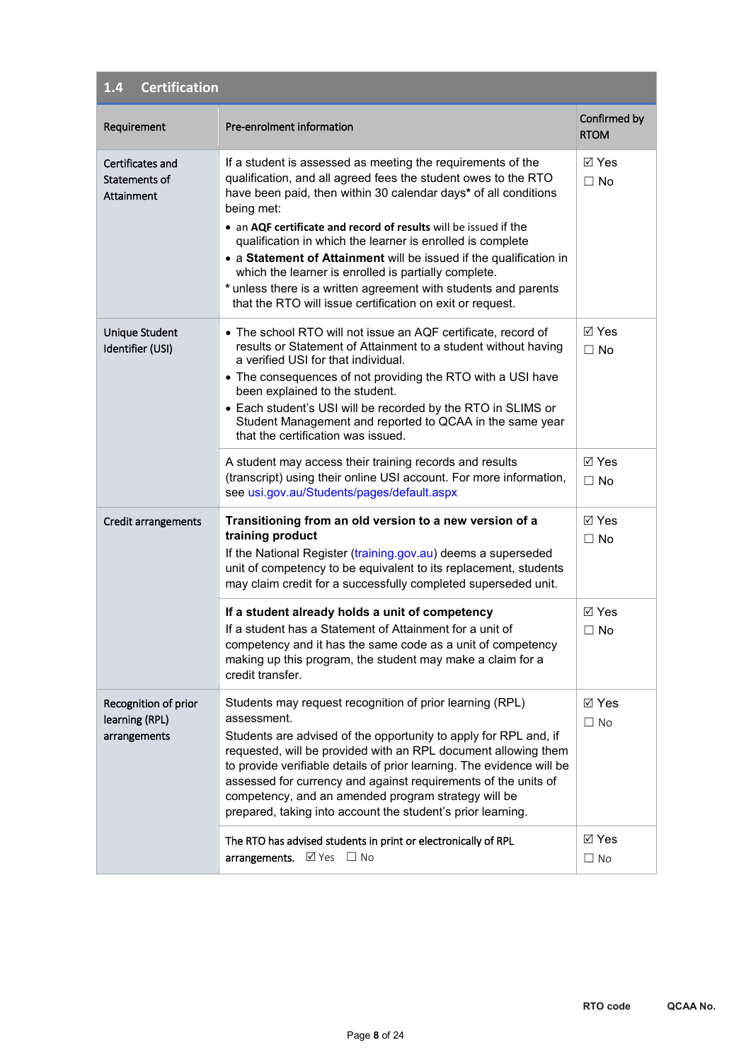## 1.4 Certification

| Requirement | Pre-enrolment information | Confirmed by RTOM |
|---|---|---|
| Certificates and Statements of Attainment | If a student is assessed as meeting the requirements of the qualification, and all agreed fees the student owes to the RTO have been paid, then within 30 calendar days* of all conditions being met:<br>• an **AQF certificate and record of results** will be issued if the qualification in which the learner is enrolled is complete<br>• a **Statement of Attainment** will be issued if the qualification in which the learner is enrolled is partially complete.<br>* unless there is a written agreement with students and parents that the RTO will issue certification on exit or request. | ☑ Yes<br>☐ No |
| Unique Student Identifier (USI) | • The school RTO will not issue an AQF certificate, record of results or Statement of Attainment to a student without having a verified USI for that individual.<br>• The consequences of not providing the RTO with a USI have been explained to the student.<br>• Each student's USI will be recorded by the RTO in SLIMS or Student Management and reported to QCAA in the same year that the certification was issued. | ☑ Yes<br>☐ No |
| | A student may access their training records and results (transcript) using their online USI account. For more information, see usi.gov.au/Students/pages/default.aspx | ☑ Yes<br>☐ No |
| Credit arrangements | **Transitioning from an old version to a new version of a training product**<br>If the National Register (training.gov.au) deems a superseded unit of competency to be equivalent to its replacement, students may claim credit for a successfully completed superseded unit. | ☑ Yes<br>☐ No |
| | **If a student already holds a unit of competency**<br>If a student has a Statement of Attainment for a unit of competency and it has the same code as a unit of competency making up this program, the student may make a claim for a credit transfer. | ☑ Yes<br>☐ No |
| Recognition of prior learning (RPL) arrangements | Students may request recognition of prior learning (RPL) assessment.<br>Students are advised of the opportunity to apply for RPL and, if requested, will be provided with an RPL document allowing them to provide verifiable details of prior learning. The evidence will be assessed for currency and against requirements of the units of competency, and an amended program strategy will be prepared, taking into account the student's prior learning. | ☑ Yes<br>☐ No |
| | The RTO has advised students in print or electronically of RPL arrangements. ☑ Yes ☐ No | ☑ Yes<br>☐ No |

**RTO code** **QCAA No.**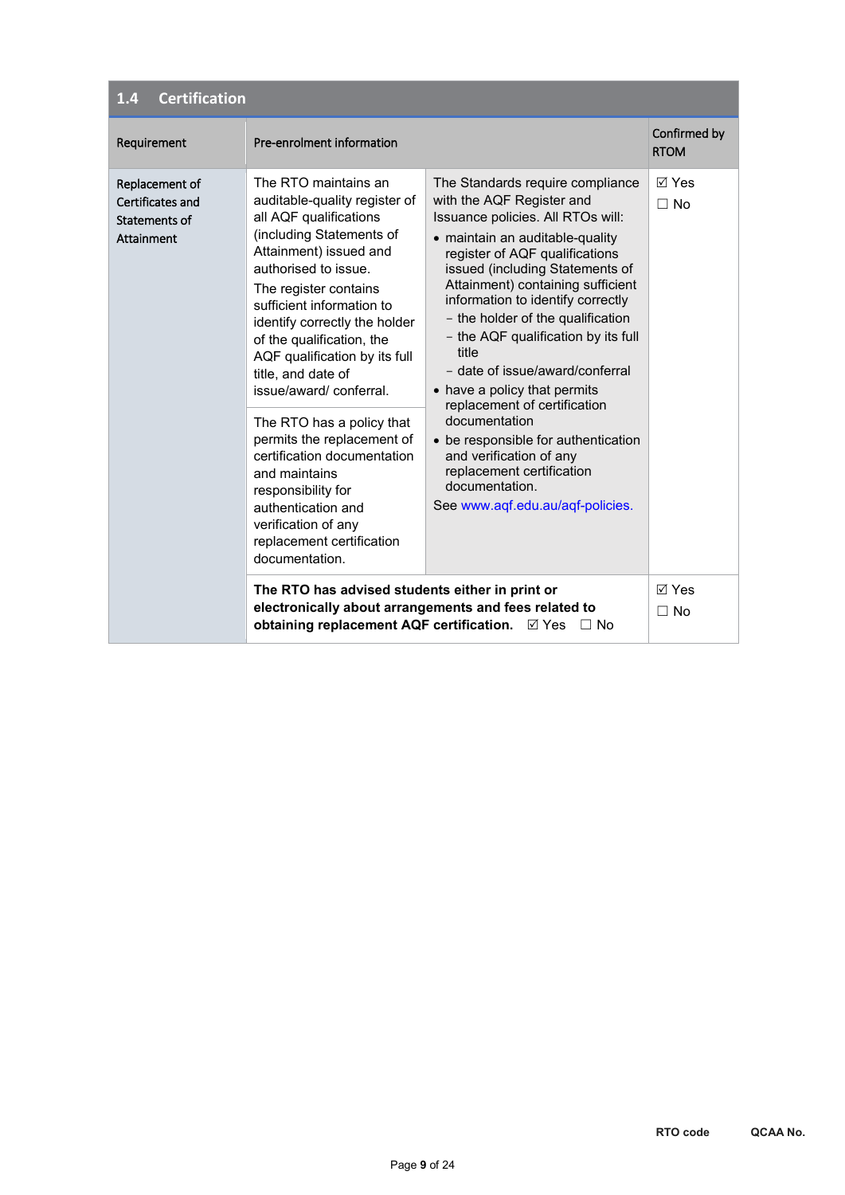## 1.4 Certification

| Requirement | Pre-enrolment information | | Confirmed by RTOM |
|---|---|---|---|
| Replacement of Certificates and Statements of Attainment | The RTO maintains an auditable-quality register of all AQF qualifications (including Statements of Attainment) issued and authorised to issue.<br>The register contains sufficient information to identify correctly the holder of the qualification, the AQF qualification by its full title, and date of issue/award/ conferral. | The Standards require compliance with the AQF Register and Issuance policies. All RTOs will:<br>• maintain an auditable-quality register of AQF qualifications issued (including Statements of Attainment) containing sufficient information to identify correctly<br>– the holder of the qualification<br>– the AQF qualification by its full title<br>– date of issue/award/conferral<br>• have a policy that permits replacement of certification documentation<br>• be responsible for authentication and verification of any replacement certification documentation.<br>See www.aqf.edu.au/aqf-policies. | ☑ Yes<br>☐ No |
| | The RTO has a policy that permits the replacement of certification documentation and maintains responsibility for authentication and verification of any replacement certification documentation. | | |
| | **The RTO has advised students either in print or electronically about arrangements and fees related to obtaining replacement AQF certification.** ☑ Yes ☐ No | | ☑ Yes<br>☐ No |

RTO code QCAA No.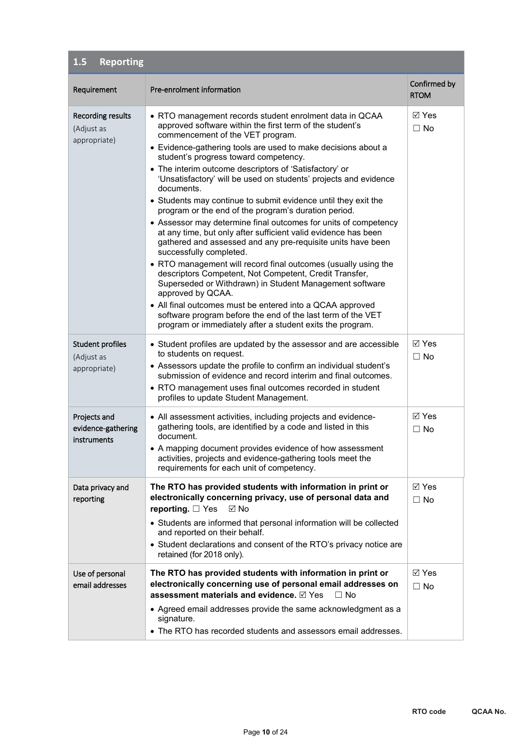## 1.5 Reporting

| Requirement | Pre-enrolment information | Confirmed by RTOM |
|---|---|---|
| Recording results (Adjust as appropriate) | • RTO management records student enrolment data in QCAA approved software within the first term of the student's commencement of the VET program.<br>• Evidence-gathering tools are used to make decisions about a student's progress toward competency.<br>• The interim outcome descriptors of 'Satisfactory' or 'Unsatisfactory' will be used on students' projects and evidence documents.<br>• Students may continue to submit evidence until they exit the program or the end of the program's duration period.<br>• Assessor may determine final outcomes for units of competency at any time, but only after sufficient valid evidence has been gathered and assessed and any pre-requisite units have been successfully completed.<br>• RTO management will record final outcomes (usually using the descriptors Competent, Not Competent, Credit Transfer, Superseded or Withdrawn) in Student Management software approved by QCAA.<br>• All final outcomes must be entered into a QCAA approved software program before the end of the last term of the VET program or immediately after a student exits the program. | ☑ Yes<br>☐ No |
| Student profiles (Adjust as appropriate) | • Student profiles are updated by the assessor and are accessible to students on request.<br>• Assessors update the profile to confirm an individual student's submission of evidence and record interim and final outcomes.<br>• RTO management uses final outcomes recorded in student profiles to update Student Management. | ☑ Yes<br>☐ No |
| Projects and evidence-gathering instruments | • All assessment activities, including projects and evidence-gathering tools, are identified by a code and listed in this document.<br>• A mapping document provides evidence of how assessment activities, projects and evidence-gathering tools meet the requirements for each unit of competency. | ☑ Yes<br>☐ No |
| Data privacy and reporting | **The RTO has provided students with information in print or electronically concerning privacy, use of personal data and reporting.** ☐ Yes ☑ No<br>• Students are informed that personal information will be collected and reported on their behalf.<br>• Student declarations and consent of the RTO's privacy notice are retained (for 2018 only). | ☑ Yes<br>☐ No |
| Use of personal email addresses | **The RTO has provided students with information in print or electronically concerning use of personal email addresses on assessment materials and evidence.** ☑ Yes ☐ No<br>• Agreed email addresses provide the same acknowledgment as a signature.<br>• The RTO has recorded students and assessors email addresses. | ☑ Yes<br>☐ No |

RTO code QCAA No.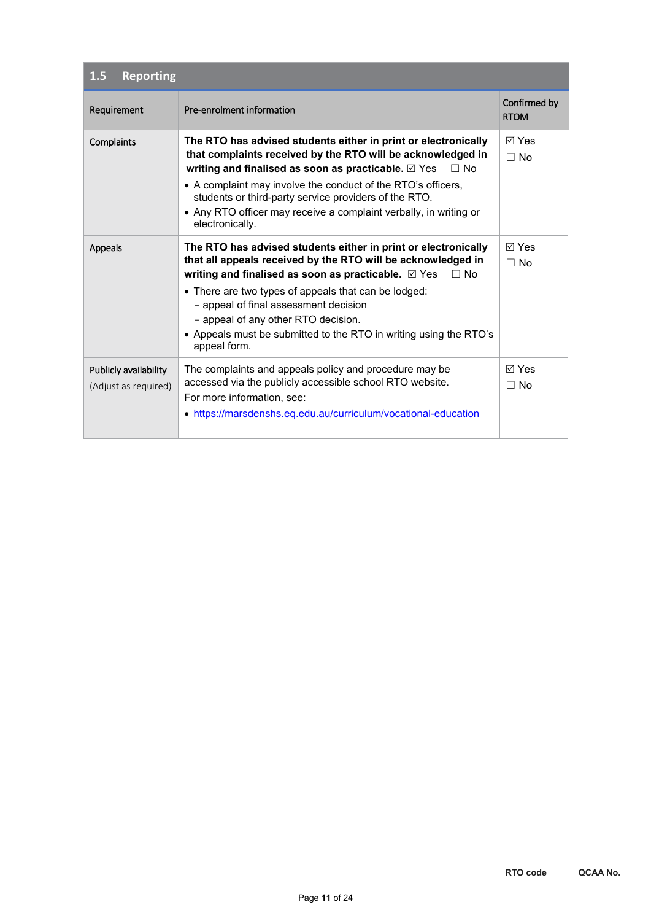| 1.5 Reporting | | |
|---|---|---|
| Requirement | Pre-enrolment information | Confirmed by RTOM |
| Complaints | **The RTO has advised students either in print or electronically that complaints received by the RTO will be acknowledged in writing and finalised as soon as practicable.** ☑ Yes ☐ No<br>• A complaint may involve the conduct of the RTO's officers, students or third-party service providers of the RTO.<br>• Any RTO officer may receive a complaint verbally, in writing or electronically. | ☑ Yes<br>☐ No |
| Appeals | **The RTO has advised students either in print or electronically that all appeals received by the RTO will be acknowledged in writing and finalised as soon as practicable.** ☑ Yes ☐ No<br>• There are two types of appeals that can be lodged:<br>– appeal of final assessment decision<br>– appeal of any other RTO decision.<br>• Appeals must be submitted to the RTO in writing using the RTO's appeal form. | ☑ Yes<br>☐ No |
| Publicly availability<br>(Adjust as required) | The complaints and appeals policy and procedure may be accessed via the publicly accessible school RTO website.<br>For more information, see:<br>• https://marsdenshs.eq.edu.au/curriculum/vocational-education | ☑ Yes<br>☐ No |

RTO code QCAA No.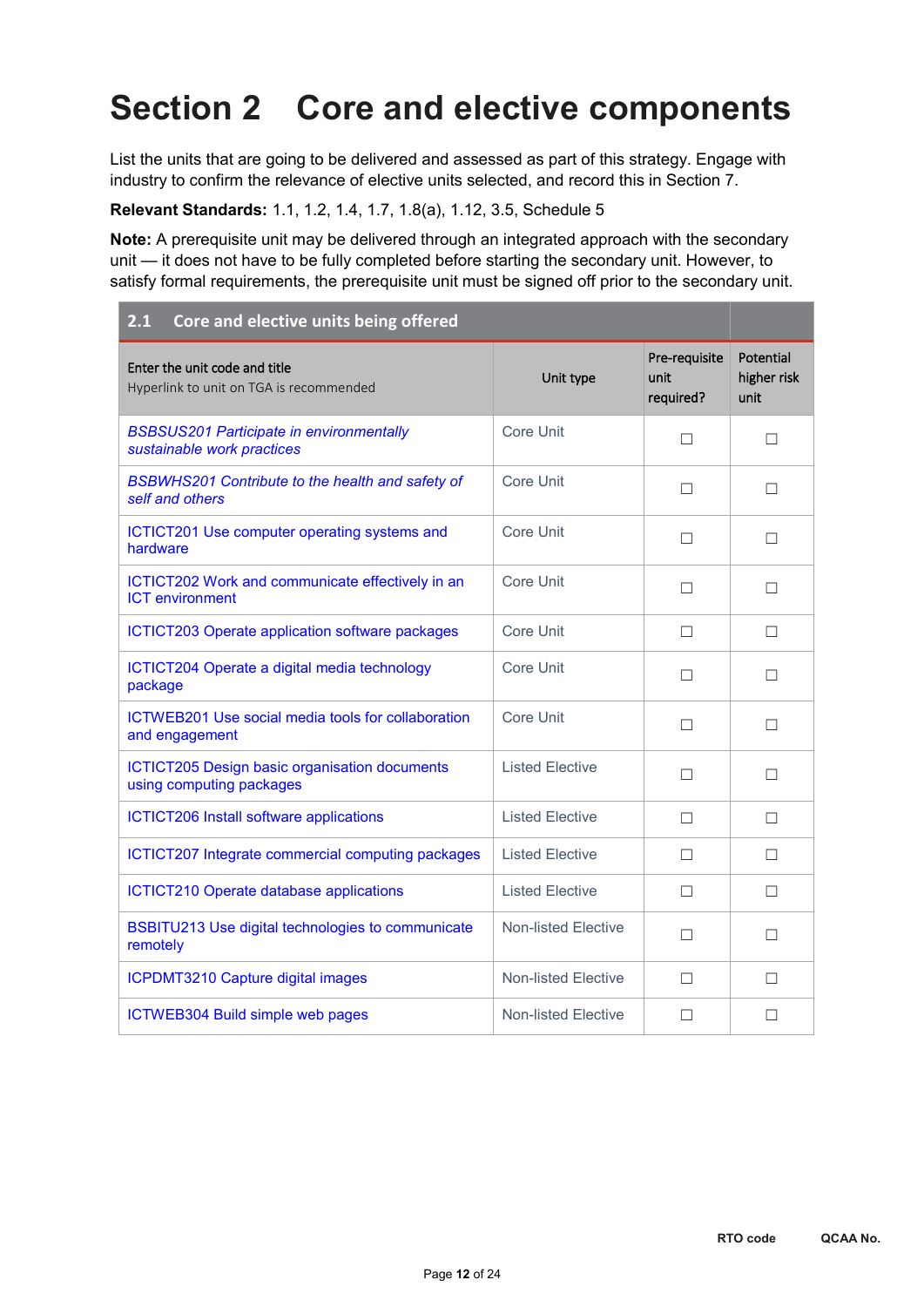# Section 2 Core and elective components

List the units that are going to be delivered and assessed as part of this strategy. Engage with industry to confirm the relevance of elective units selected, and record this in Section 7.

**Relevant Standards:** 1.1, 1.2, 1.4, 1.7, 1.8(a), 1.12, 3.5, Schedule 5

**Note:** A prerequisite unit may be delivered through an integrated approach with the secondary unit — it does not have to be fully completed before starting the secondary unit. However, to satisfy formal requirements, the prerequisite unit must be signed off prior to the secondary unit.

| 2.1 Core and elective units being offered | | | |
|---|---|---|---|
| Enter the unit code and title<br>Hyperlink to unit on TGA is recommended | Unit type | Pre-requisite unit required? | Potential higher risk unit |
| *BSBSUS201 Participate in environmentally sustainable work practices* | Core Unit | ☐ | ☐ |
| *BSBWHS201 Contribute to the health and safety of self and others* | Core Unit | ☐ | ☐ |
| ICTICT201 Use computer operating systems and hardware | Core Unit | ☐ | ☐ |
| ICTICT202 Work and communicate effectively in an ICT environment | Core Unit | ☐ | ☐ |
| ICTICT203 Operate application software packages | Core Unit | ☐ | ☐ |
| ICTICT204 Operate a digital media technology package | Core Unit | ☐ | ☐ |
| ICTWEB201 Use social media tools for collaboration and engagement | Core Unit | ☐ | ☐ |
| ICTICT205 Design basic organisation documents using computing packages | Listed Elective | ☐ | ☐ |
| ICTICT206 Install software applications | Listed Elective | ☐ | ☐ |
| ICTICT207 Integrate commercial computing packages | Listed Elective | ☐ | ☐ |
| ICTICT210 Operate database applications | Listed Elective | ☐ | ☐ |
| BSBITU213 Use digital technologies to communicate remotely | Non-listed Elective | ☐ | ☐ |
| ICPDMT3210 Capture digital images | Non-listed Elective | ☐ | ☐ |
| ICTWEB304 Build simple web pages | Non-listed Elective | ☐ | ☐ |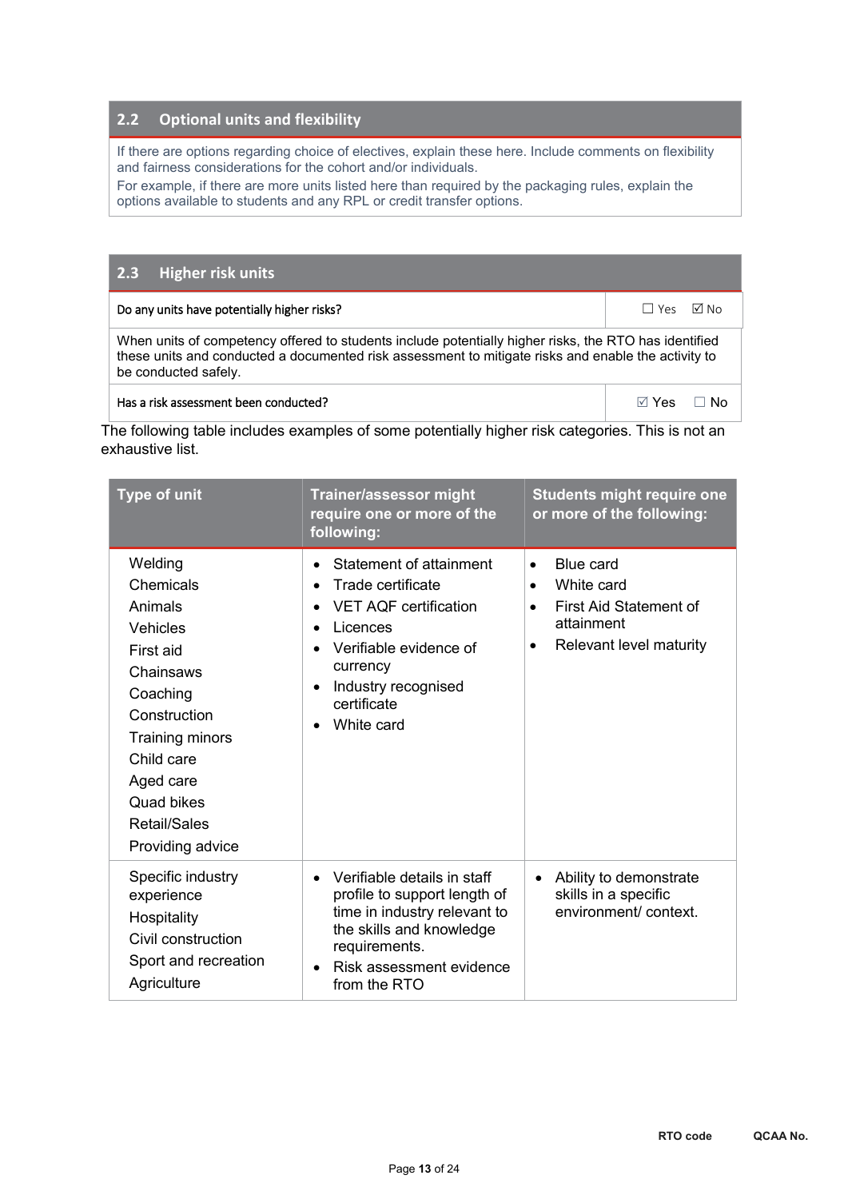## 2.2 Optional units and flexibility

If there are options regarding choice of electives, explain these here. Include comments on flexibility and fairness considerations for the cohort and/or individuals.

For example, if there are more units listed here than required by the packaging rules, explain the options available to students and any RPL or credit transfer options.

## 2.3 Higher risk units

| Do any units have potentially higher risks? | ☐ Yes ☑ No |
|---|---|
| When units of competency offered to students include potentially higher risks, the RTO has identified these units and conducted a documented risk assessment to mitigate risks and enable the activity to be conducted safely. | |
| Has a risk assessment been conducted? | ☑ Yes ☐ No |

The following table includes examples of some potentially higher risk categories. This is not an exhaustive list.

| Type of unit | Trainer/assessor might require one or more of the following: | Students might require one or more of the following: |
|---|---|---|
| Welding<br>Chemicals<br>Animals<br>Vehicles<br>First aid<br>Chainsaws<br>Coaching<br>Construction<br>Training minors<br>Child care<br>Aged care<br>Quad bikes<br>Retail/Sales<br>Providing advice | • Statement of attainment<br>• Trade certificate<br>• VET AQF certification<br>• Licences<br>• Verifiable evidence of currency<br>• Industry recognised certificate<br>• White card | • Blue card<br>• White card<br>• First Aid Statement of attainment<br>• Relevant level maturity |
| Specific industry experience<br>Hospitality<br>Civil construction<br>Sport and recreation<br>Agriculture | • Verifiable details in staff profile to support length of time in industry relevant to the skills and knowledge requirements.<br>• Risk assessment evidence from the RTO | • Ability to demonstrate skills in a specific environment/ context. |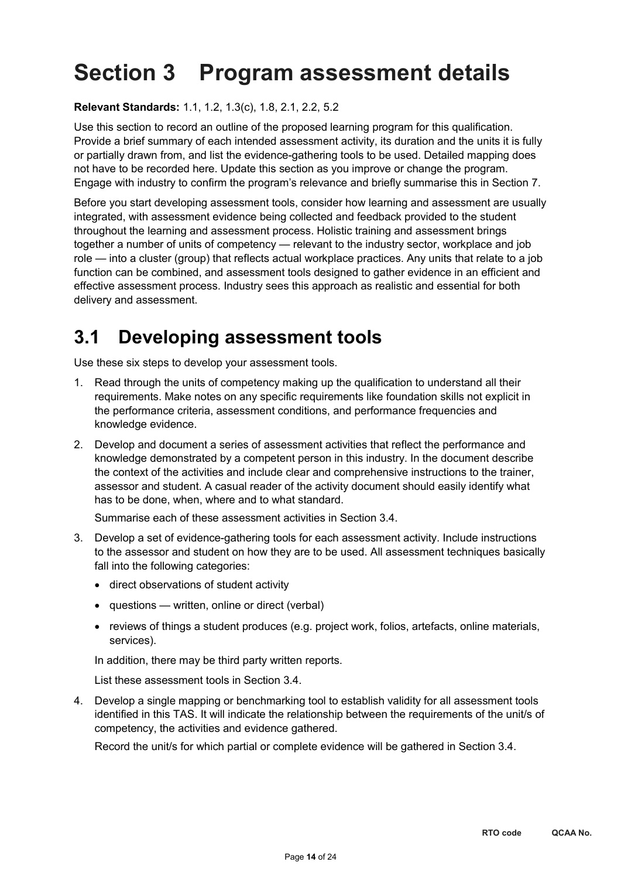# Section 3 Program assessment details

**Relevant Standards:** 1.1, 1.2, 1.3(c), 1.8, 2.1, 2.2, 5.2

Use this section to record an outline of the proposed learning program for this qualification. Provide a brief summary of each intended assessment activity, its duration and the units it is fully or partially drawn from, and list the evidence-gathering tools to be used. Detailed mapping does not have to be recorded here. Update this section as you improve or change the program. Engage with industry to confirm the program's relevance and briefly summarise this in Section 7.

Before you start developing assessment tools, consider how learning and assessment are usually integrated, with assessment evidence being collected and feedback provided to the student throughout the learning and assessment process. Holistic training and assessment brings together a number of units of competency — relevant to the industry sector, workplace and job role — into a cluster (group) that reflects actual workplace practices. Any units that relate to a job function can be combined, and assessment tools designed to gather evidence in an efficient and effective assessment process. Industry sees this approach as realistic and essential for both delivery and assessment.

## 3.1 Developing assessment tools

Use these six steps to develop your assessment tools.

1. Read through the units of competency making up the qualification to understand all their requirements. Make notes on any specific requirements like foundation skills not explicit in the performance criteria, assessment conditions, and performance frequencies and knowledge evidence.
2. Develop and document a series of assessment activities that reflect the performance and knowledge demonstrated by a competent person in this industry. In the document describe the context of the activities and include clear and comprehensive instructions to the trainer, assessor and student. A casual reader of the activity document should easily identify what has to be done, when, where and to what standard.

   Summarise each of these assessment activities in Section 3.4.
3. Develop a set of evidence-gathering tools for each assessment activity. Include instructions to the assessor and student on how they are to be used. All assessment techniques basically fall into the following categories:
   - direct observations of student activity
   - questions — written, online or direct (verbal)
   - reviews of things a student produces (e.g. project work, folios, artefacts, online materials, services).

   In addition, there may be third party written reports.

   List these assessment tools in Section 3.4.
4. Develop a single mapping or benchmarking tool to establish validity for all assessment tools identified in this TAS. It will indicate the relationship between the requirements of the unit/s of competency, the activities and evidence gathered.

   Record the unit/s for which partial or complete evidence will be gathered in Section 3.4.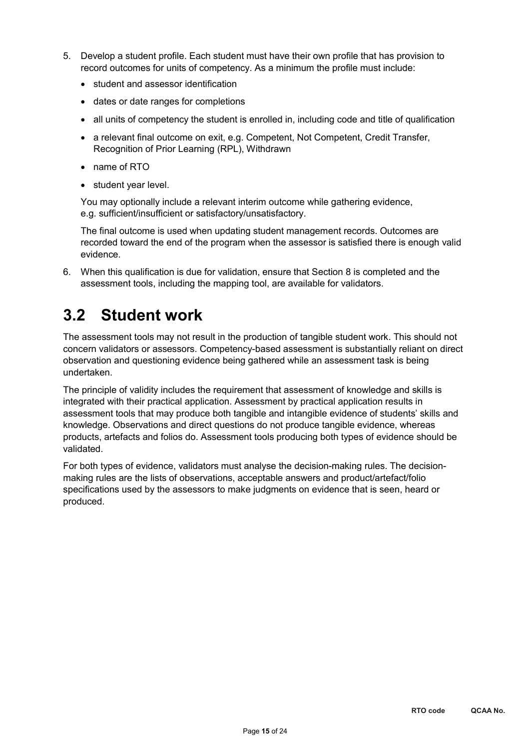5. Develop a student profile. Each student must have their own profile that has provision to record outcomes for units of competency. As a minimum the profile must include:
   - student and assessor identification
   - dates or date ranges for completions
   - all units of competency the student is enrolled in, including code and title of qualification
   - a relevant final outcome on exit, e.g. Competent, Not Competent, Credit Transfer, Recognition of Prior Learning (RPL), Withdrawn
   - name of RTO
   - student year level.

   You may optionally include a relevant interim outcome while gathering evidence, e.g. sufficient/insufficient or satisfactory/unsatisfactory.

   The final outcome is used when updating student management records. Outcomes are recorded toward the end of the program when the assessor is satisfied there is enough valid evidence.

6. When this qualification is due for validation, ensure that Section 8 is completed and the assessment tools, including the mapping tool, are available for validators.

## 3.2 Student work

The assessment tools may not result in the production of tangible student work. This should not concern validators or assessors. Competency-based assessment is substantially reliant on direct observation and questioning evidence being gathered while an assessment task is being undertaken.

The principle of validity includes the requirement that assessment of knowledge and skills is integrated with their practical application. Assessment by practical application results in assessment tools that may produce both tangible and intangible evidence of students' skills and knowledge. Observations and direct questions do not produce tangible evidence, whereas products, artefacts and folios do. Assessment tools producing both types of evidence should be validated.

For both types of evidence, validators must analyse the decision-making rules. The decision-making rules are the lists of observations, acceptable answers and product/artefact/folio specifications used by the assessors to make judgments on evidence that is seen, heard or produced.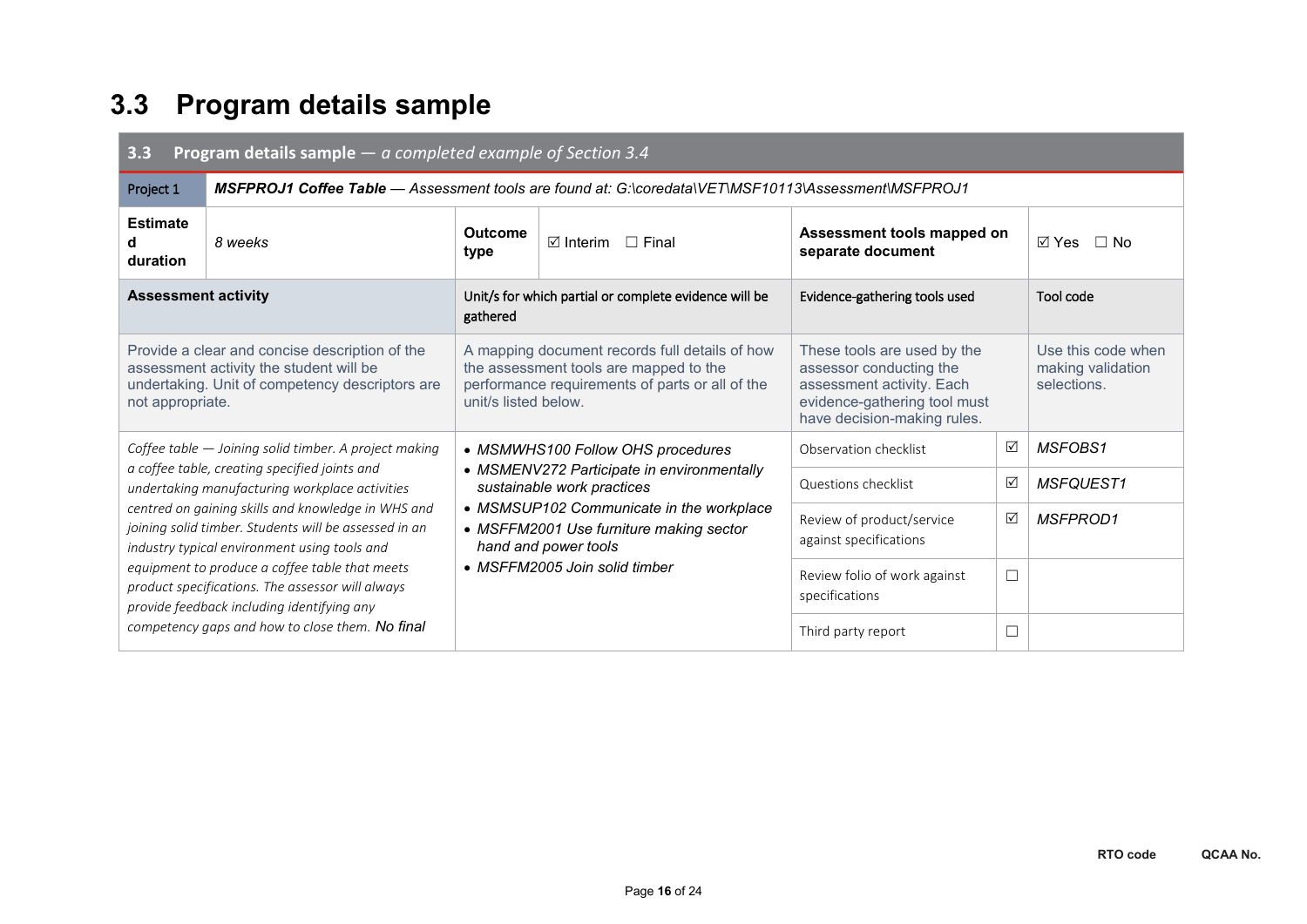## 3.3 Program details sample

| **3.3 Program details sample** — *a completed example of Section 3.4* | | | | | | |
|---|---|---|---|---|---|---|
| Project 1 | ***MSFPROJ1 Coffee Table*** — *Assessment tools are found at: G:\coredata\VET\MSF10113\Assessment\MSFPROJ1* | | | | | |
| **Estimated duration** | *8 weeks* | **Outcome type** | ☑ Interim ☐ Final | **Assessment tools mapped on separate document** | | ☑ Yes ☐ No |
| **Assessment activity** | | Unit/s for which partial or complete evidence will be gathered | | Evidence-gathering tools used | | Tool code |
| Provide a clear and concise description of the assessment activity the student will be undertaking. Unit of competency descriptors are not appropriate. | | A mapping document records full details of how the assessment tools are mapped to the performance requirements of parts or all of the unit/s listed below. | | These tools are used by the assessor conducting the assessment activity. Each evidence-gathering tool must have decision-making rules. | | Use this code when making validation selections. |
| *Coffee table — Joining solid timber. A project making a coffee table, creating specified joints and undertaking manufacturing workplace activities centred on gaining skills and knowledge in WHS and joining solid timber. Students will be assessed in an industry typical environment using tools and equipment to produce a coffee table that meets product specifications. The assessor will always provide feedback including identifying any competency gaps and how to close them.* No final | | • *MSMWHS100 Follow OHS procedures*<br>• *MSMENV272 Participate in environmentally sustainable work practices*<br>• *MSMSUP102 Communicate in the workplace*<br>• *MSFFM2001 Use furniture making sector hand and power tools*<br>• *MSFFM2005 Join solid timber* | | Observation checklist | ☑ | *MSFOBS1* |
| | | | | Questions checklist | ☑ | *MSFQUEST1* |
| | | | | Review of product/service against specifications | ☑ | *MSFPROD1* |
| | | | | Review folio of work against specifications | ☐ | |
| | | | | Third party report | ☐ | |

RTO code QCAA No.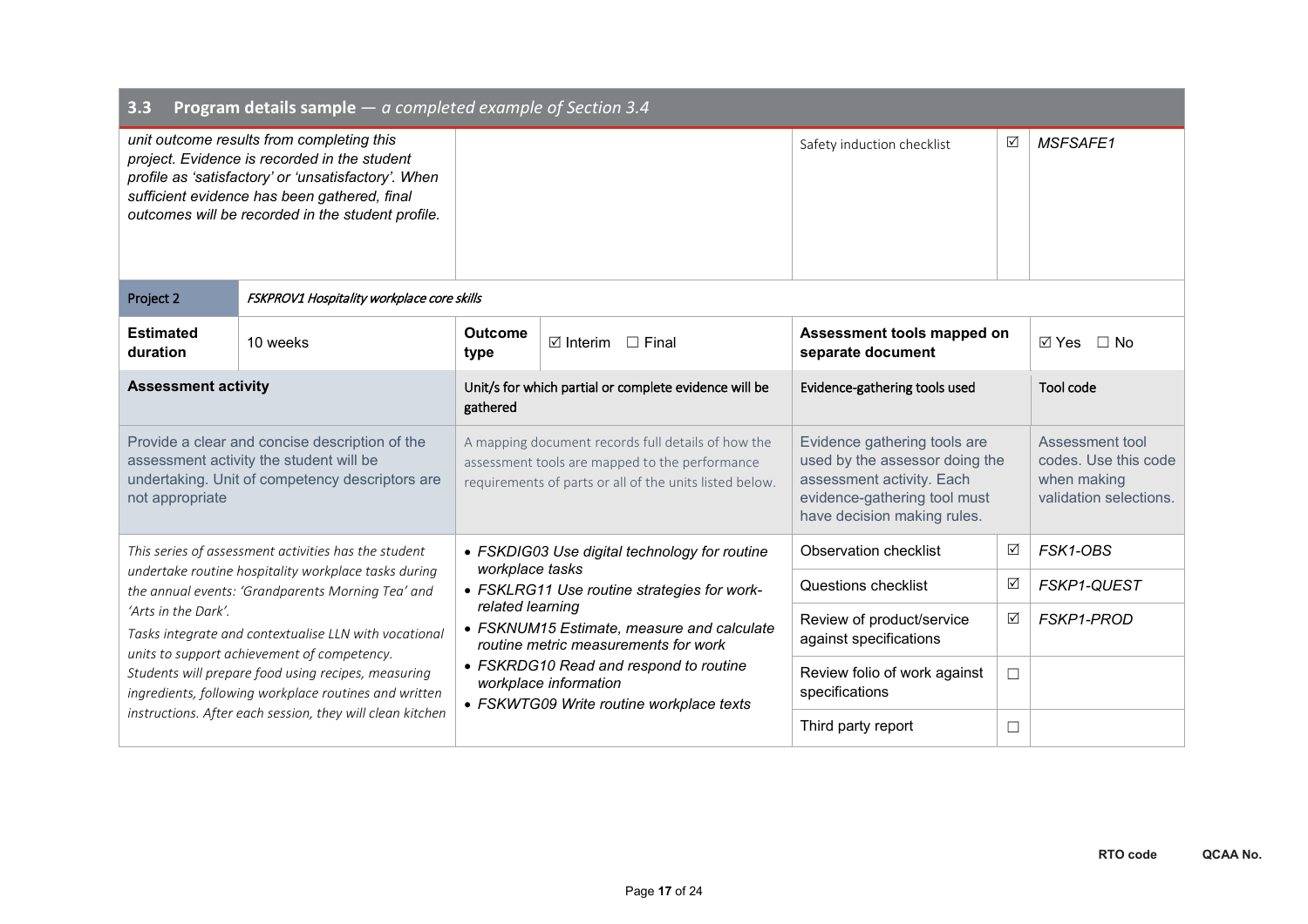## 3.3 Program details sample — *a completed example of Section 3.4*

| | | | | |
|---|---|---|---|---|
| *unit outcome results from completing this project. Evidence is recorded in the student profile as 'satisfactory' or 'unsatisfactory'. When sufficient evidence has been gathered, final outcomes will be recorded in the student profile.* | | Safety induction checklist | ☑ | *MSFSAFE1* |

| Project 2 | *FSKPROV1 Hospitality workplace core skills* | | | | | |
|---|---|---|---|---|---|---|
| **Estimated duration** | 10 weeks | **Outcome type** | ☑ Interim ☐ Final | **Assessment tools mapped on separate document** | | ☑ Yes ☐ No |
| **Assessment activity** | | Unit/s for which partial or complete evidence will be gathered | | Evidence-gathering tools used | | Tool code |
| Provide a clear and concise description of the assessment activity the student will be undertaking. Unit of competency descriptors are not appropriate | | A mapping document records full details of how the assessment tools are mapped to the performance requirements of parts or all of the units listed below. | | Evidence gathering tools are used by the assessor doing the assessment activity. Each evidence-gathering tool must have decision making rules. | | Assessment tool codes. Use this code when making validation selections. |
| *This series of assessment activities has the student undertake routine hospitality workplace tasks during the annual events: 'Grandparents Morning Tea' and 'Arts in the Dark'.*<br>*Tasks integrate and contextualise LLN with vocational units to support achievement of competency.*<br>*Students will prepare food using recipes, measuring ingredients, following workplace routines and written instructions. After each session, they will clean kitchen* | | • *FSKDIG03 Use digital technology for routine workplace tasks*<br>• *FSKLRG11 Use routine strategies for work-related learning*<br>• *FSKNUM15 Estimate, measure and calculate routine metric measurements for work*<br>• *FSKRDG10 Read and respond to routine workplace information*<br>• *FSKWTG09 Write routine workplace texts* | | Observation checklist | ☑ | *FSK1-OBS* |
| | | | | Questions checklist | ☑ | *FSKP1-QUEST* |
| | | | | Review of product/service against specifications | ☑ | *FSKP1-PROD* |
| | | | | Review folio of work against specifications | ☐ | |
| | | | | Third party report | ☐ | |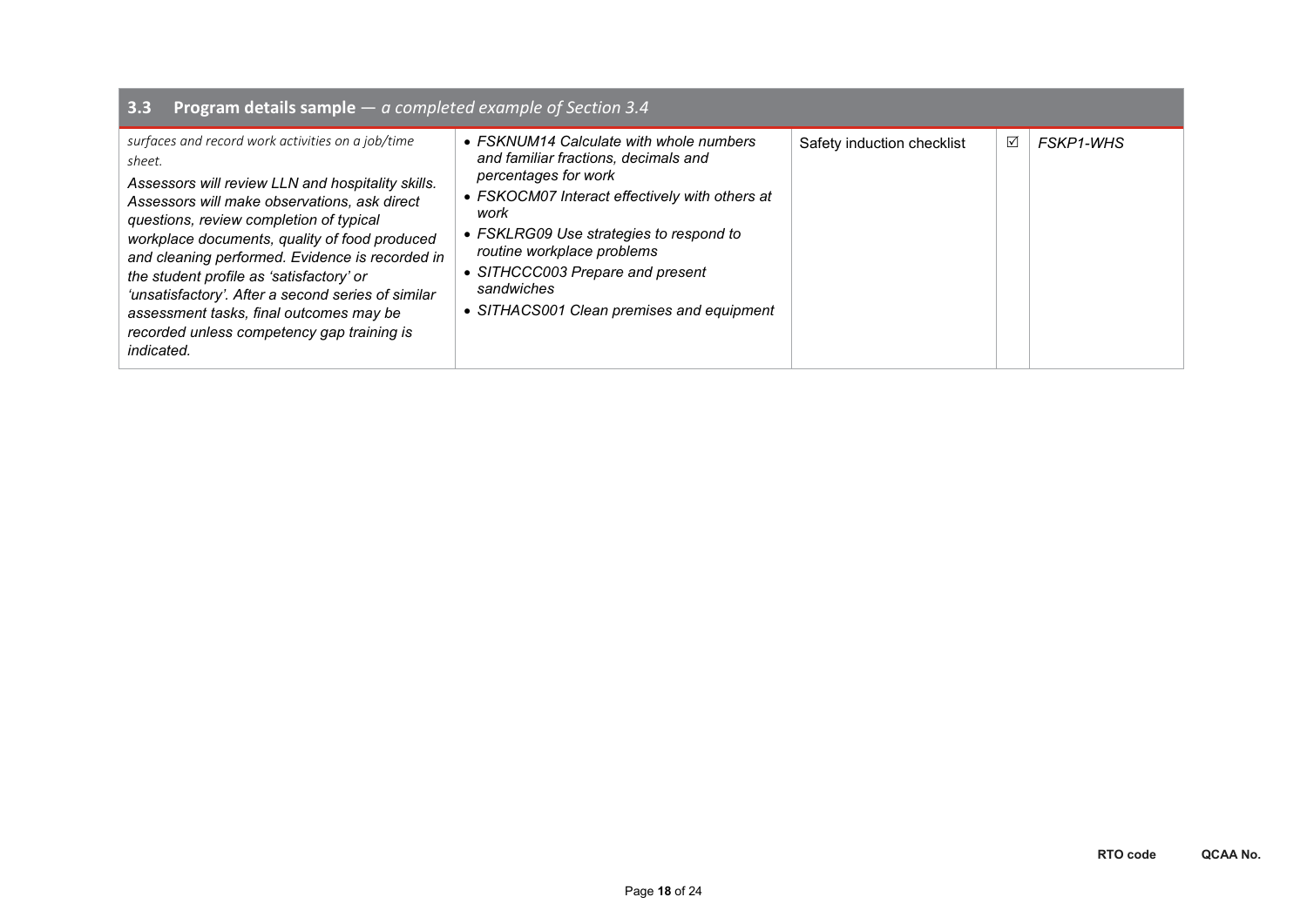## 3.3 Program details sample — *a completed example of Section 3.4*

| | | | | |
|---|---|---|---|---|
| *surfaces and record work activities on a job/time sheet.*<br>*Assessors will review LLN and hospitality skills. Assessors will make observations, ask direct questions, review completion of typical workplace documents, quality of food produced and cleaning performed. Evidence is recorded in the student profile as 'satisfactory' or 'unsatisfactory'. After a second series of similar assessment tasks, final outcomes may be recorded unless competency gap training is indicated.* | • *FSKNUM14 Calculate with whole numbers and familiar fractions, decimals and percentages for work*<br>• *FSKOCM07 Interact effectively with others at work*<br>• *FSKLRG09 Use strategies to respond to routine workplace problems*<br>• *SITHCCC003 Prepare and present sandwiches*<br>• *SITHACS001 Clean premises and equipment* | Safety induction checklist | ☑ | *FSKP1-WHS* |

RTO code QCAA No.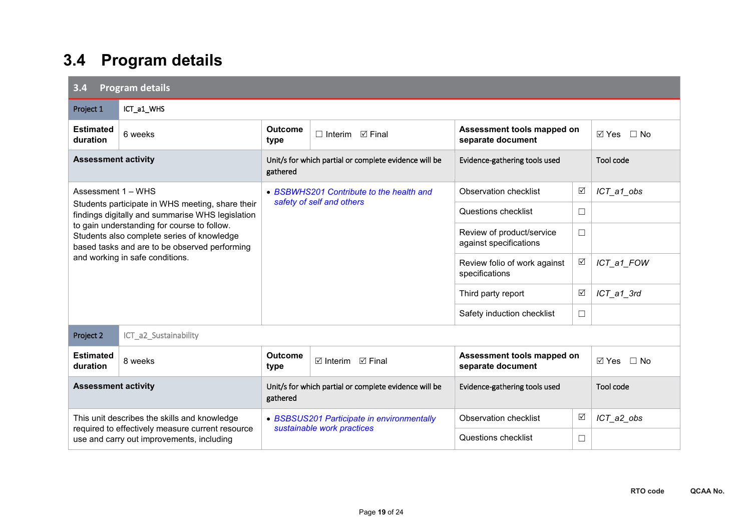# 3.4 Program details

| 3.4 Program details | | | | | | |
|---|---|---|---|---|---|---|
| Project 1 | ICT_a1_WHS | | | | | |
| **Estimated duration** | 6 weeks | **Outcome type** | ☐ Interim ☑ Final | **Assessment tools mapped on separate document** | | ☑ Yes ☐ No |
| **Assessment activity** | | Unit/s for which partial or complete evidence will be gathered | | Evidence-gathering tools used | | Tool code |
| Assessment 1 – WHS<br>Students participate in WHS meeting, share their findings digitally and summarise WHS legislation to gain understanding for course to follow. Students also complete series of knowledge based tasks and are to be observed performing and working in safe conditions. | | • *BSBWHS201 Contribute to the health and safety of self and others* | | Observation checklist | ☑ | *ICT_a1_obs* |
| | | | | Questions checklist | ☐ | |
| | | | | Review of product/service against specifications | ☐ | |
| | | | | Review folio of work against specifications | ☑ | *ICT_a1_FOW* |
| | | | | Third party report | ☑ | *ICT_a1_3rd* |
| | | | | Safety induction checklist | ☐ | |
| Project 2 | ICT_a2_Sustainability | | | | | |
| **Estimated duration** | 8 weeks | **Outcome type** | ☑ Interim ☑ Final | **Assessment tools mapped on separate document** | | ☑ Yes ☐ No |
| **Assessment activity** | | Unit/s for which partial or complete evidence will be gathered | | Evidence-gathering tools used | | Tool code |
| This unit describes the skills and knowledge required to effectively measure current resource use and carry out improvements, including | | • *BSBSUS201 Participate in environmentally sustainable work practices* | | Observation checklist | ☑ | *ICT_a2_obs* |
| | | | | Questions checklist | ☐ | |

RTO code QCAA No.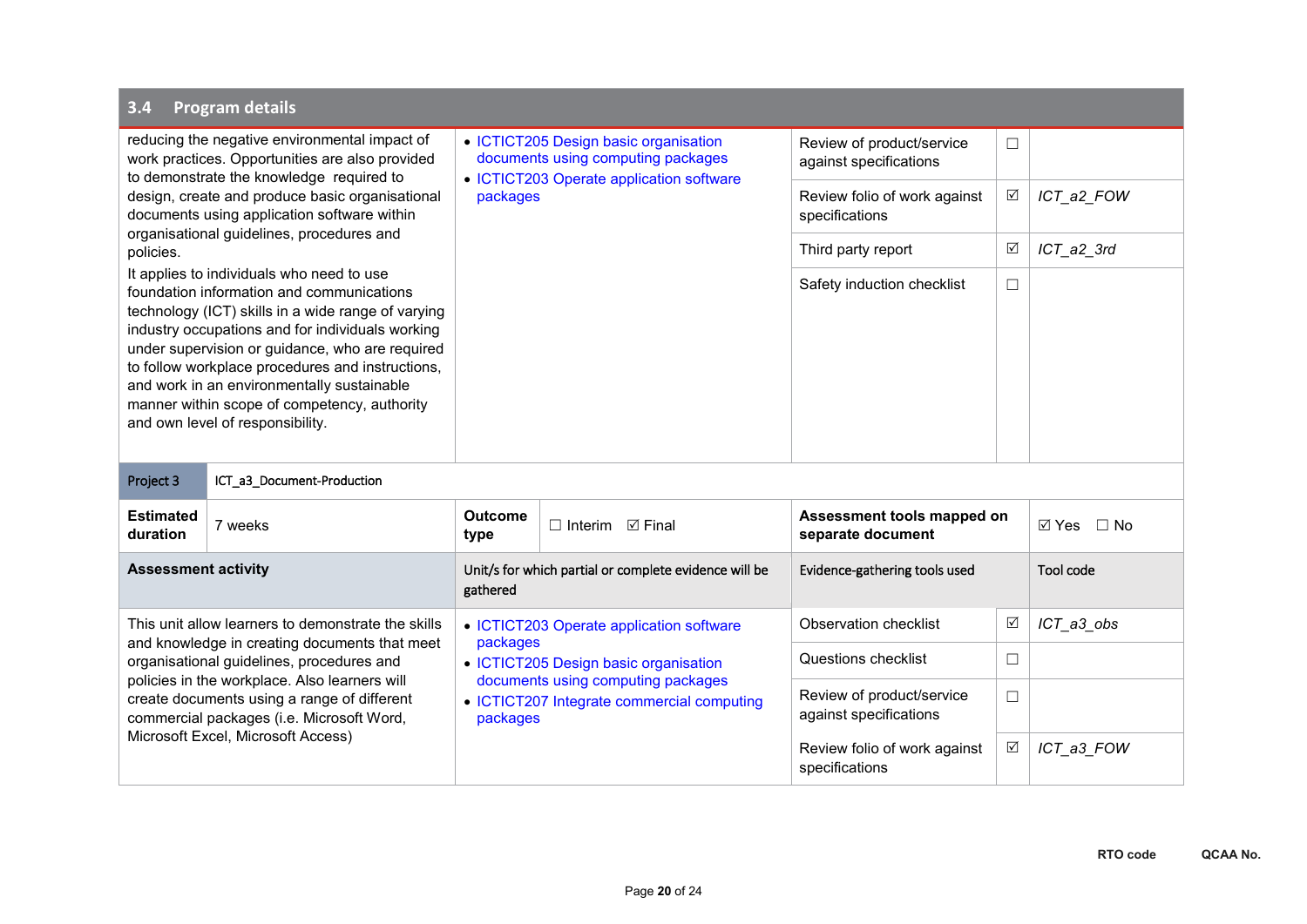## 3.4 Program details

| | | | | |
|---|---|---|---|---|
| reducing the negative environmental impact of work practices. Opportunities are also provided to demonstrate the knowledge required to design, create and produce basic organisational documents using application software within organisational guidelines, procedures and policies.<br>It applies to individuals who need to use foundation information and communications technology (ICT) skills in a wide range of varying industry occupations and for individuals working under supervision or guidance, who are required to follow workplace procedures and instructions, and work in an environmentally sustainable manner within scope of competency, authority and own level of responsibility. | • ICTICT205 Design basic organisation documents using computing packages<br>• ICTICT203 Operate application software packages | Review of product/service against specifications | ☐ | |
| | | Review folio of work against specifications | ☑ | *ICT_a2_FOW* |
| | | Third party report | ☑ | *ICT_a2_3rd* |
| | | Safety induction checklist | ☐ | |

| | | | | | |
|---|---|---|---|---|---|
| Project 3 | ICT_a3_Document-Production | | | | |
| **Estimated duration** | 7 weeks | **Outcome type** | ☐ Interim ☑ Final | **Assessment tools mapped on separate document** | ☑ Yes ☐ No |

| **Assessment activity** | Unit/s for which partial or complete evidence will be gathered | Evidence-gathering tools used | | Tool code |
|---|---|---|---|---|
| This unit allow learners to demonstrate the skills and knowledge in creating documents that meet organisational guidelines, procedures and policies in the workplace. Also learners will create documents using a range of different commercial packages (i.e. Microsoft Word, Microsoft Excel, Microsoft Access) | • ICTICT203 Operate application software packages<br>• ICTICT205 Design basic organisation documents using computing packages<br>• ICTICT207 Integrate commercial computing packages | Observation checklist | ☑ | *ICT_a3_obs* |
| | | Questions checklist | ☐ | |
| | | Review of product/service against specifications | ☐ | |
| | | Review folio of work against specifications | ☑ | *ICT_a3_FOW* |

RTO code QCAA No.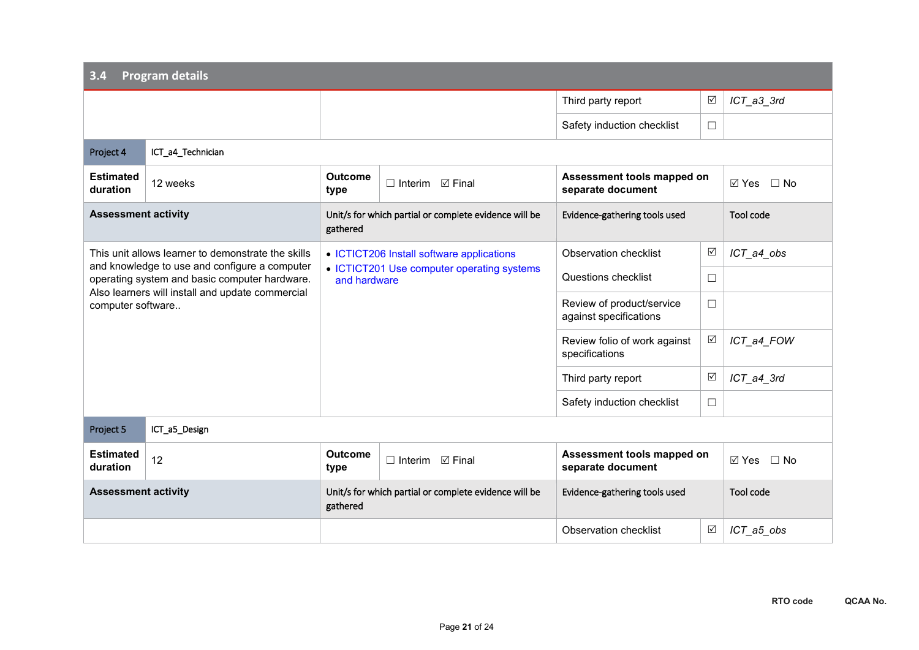## 3.4 Program details

| | | | | |
|---|---|---|---|---|
| | | Third party report | ☑ | *ICT_a3_3rd* |
| | | Safety induction checklist | ☐ | |

| Project 4 | ICT_a4_Technician | | | | |
|---|---|---|---|---|---|
| **Estimated duration** | 12 weeks | **Outcome type** | ☐ Interim ☑ Final | **Assessment tools mapped on separate document** | ☑ Yes ☐ No |

| **Assessment activity** | Unit/s for which partial or complete evidence will be gathered | Evidence-gathering tools used | | Tool code |
|---|---|---|---|---|
| This unit allows learner to demonstrate the skills and knowledge to use and configure a computer operating system and basic computer hardware. Also learners will install and update commercial computer software.. | • ICTICT206 Install software applications<br>• ICTICT201 Use computer operating systems and hardware | Observation checklist | ☑ | *ICT_a4_obs* |
| | | Questions checklist | ☐ | |
| | | Review of product/service against specifications | ☐ | |
| | | Review folio of work against specifications | ☑ | *ICT_a4_FOW* |
| | | Third party report | ☑ | *ICT_a4_3rd* |
| | | Safety induction checklist | ☐ | |

| Project 5 | ICT_a5_Design | | | | |
|---|---|---|---|---|---|
| **Estimated duration** | 12 | **Outcome type** | ☐ Interim ☑ Final | **Assessment tools mapped on separate document** | ☑ Yes ☐ No |

| **Assessment activity** | Unit/s for which partial or complete evidence will be gathered | Evidence-gathering tools used | | Tool code |
|---|---|---|---|---|
| | | Observation checklist | ☑ | *ICT_a5_obs* |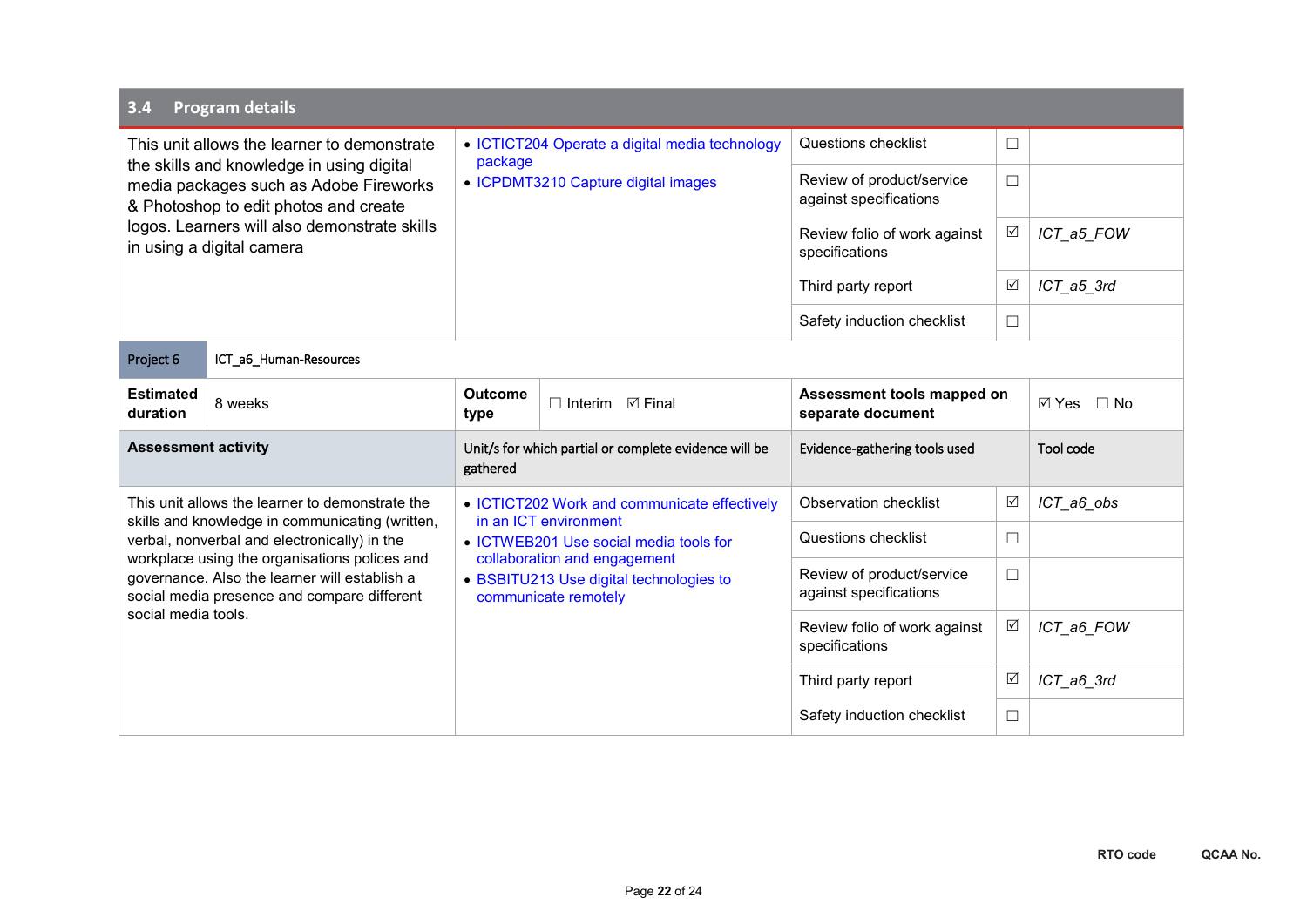## 3.4 Program details

| | | | | |
|---|---|---|---|---|
| This unit allows the learner to demonstrate the skills and knowledge in using digital media packages such as Adobe Fireworks & Photoshop to edit photos and create logos. Learners will also demonstrate skills in using a digital camera | • ICTICT204 Operate a digital media technology package<br>• ICPDMT3210 Capture digital images | Questions checklist | ☐ | |
| | | Review of product/service against specifications | ☐ | |
| | | Review folio of work against specifications | ☑ | *ICT_a5_FOW* |
| | | Third party report | ☑ | *ICT_a5_3rd* |
| | | Safety induction checklist | ☐ | |

| Project 6 | ICT_a6_Human-Resources | | | | | |
|---|---|---|---|---|---|---|
| **Estimated duration** | 8 weeks | **Outcome type** | ☐ Interim ☑ Final | **Assessment tools mapped on separate document** | | ☑ Yes ☐ No |

| **Assessment activity** | Unit/s for which partial or complete evidence will be gathered | Evidence-gathering tools used | | Tool code |
|---|---|---|---|---|
| This unit allows the learner to demonstrate the skills and knowledge in communicating (written, verbal, nonverbal and electronically) in the workplace using the organisations polices and governance. Also the learner will establish a social media presence and compare different social media tools. | • ICTICT202 Work and communicate effectively in an ICT environment<br>• ICTWEB201 Use social media tools for collaboration and engagement<br>• BSBITU213 Use digital technologies to communicate remotely | Observation checklist | ☑ | *ICT_a6_obs* |
| | | Questions checklist | ☐ | |
| | | Review of product/service against specifications | ☐ | |
| | | Review folio of work against specifications | ☑ | *ICT_a6_FOW* |
| | | Third party report | ☑ | *ICT_a6_3rd* |
| | | Safety induction checklist | ☐ | |

**RTO code** **QCAA No.**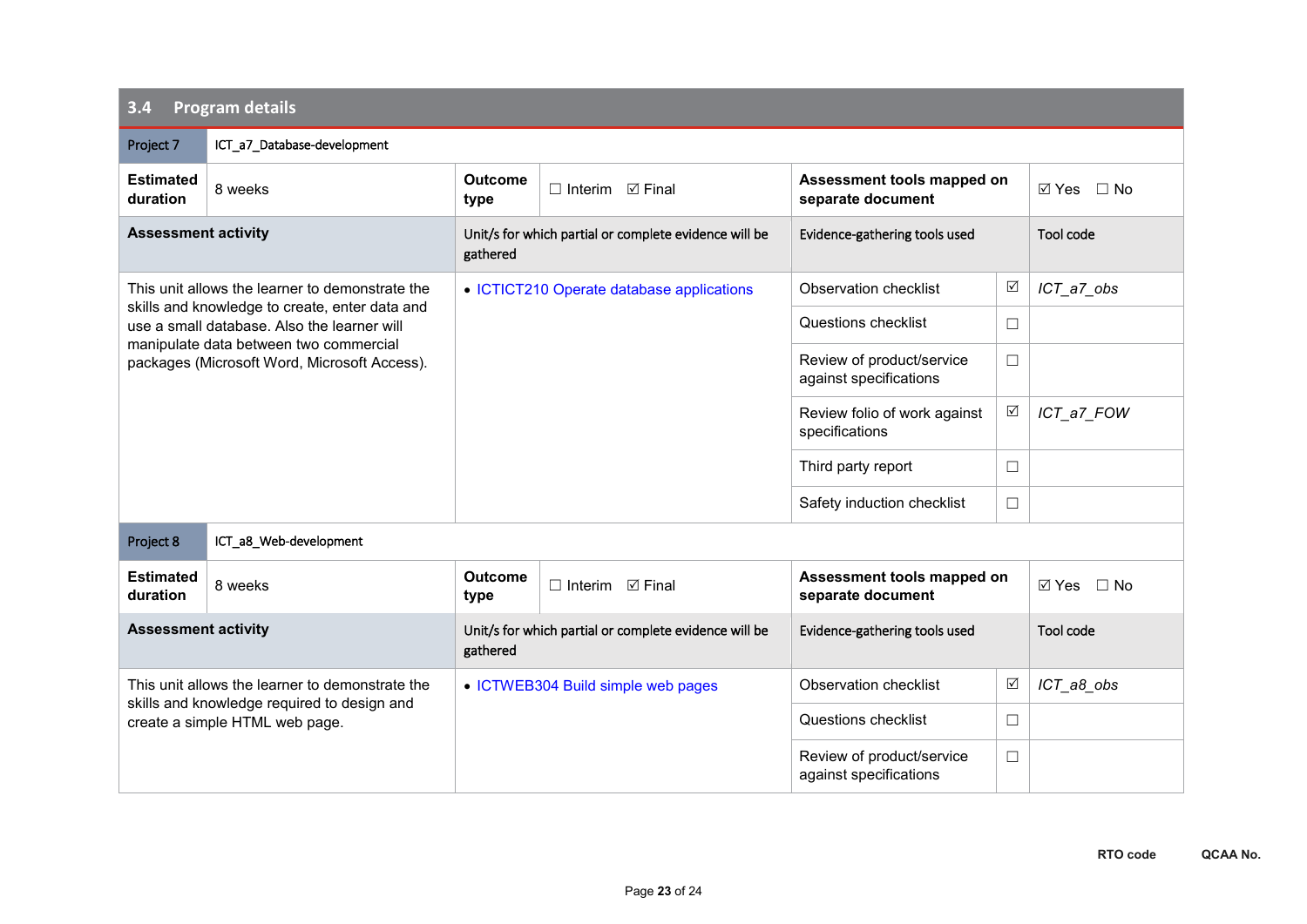## 3.4 Program details

| Project 7 | ICT_a7_Database-development | | | | |
|---|---|---|---|---|---|
| **Estimated duration** | 8 weeks | **Outcome type** | ☐ Interim ☑ Final | **Assessment tools mapped on separate document** | ☑ Yes ☐ No |
| **Assessment activity** | | Unit/s for which partial or complete evidence will be gathered | Evidence-gathering tools used | | Tool code |
| This unit allows the learner to demonstrate the skills and knowledge to create, enter data and use a small database. Also the learner will manipulate data between two commercial packages (Microsoft Word, Microsoft Access). | | • ICTICT210 Operate database applications | Observation checklist | ☑ | *ICT_a7_obs* |
| | | | Questions checklist | ☐ | |
| | | | Review of product/service against specifications | ☐ | |
| | | | Review folio of work against specifications | ☑ | *ICT_a7_FOW* |
| | | | Third party report | ☐ | |
| | | | Safety induction checklist | ☐ | |

| Project 8 | ICT_a8_Web-development | | | | |
|---|---|---|---|---|---|
| **Estimated duration** | 8 weeks | **Outcome type** | ☐ Interim ☑ Final | **Assessment tools mapped on separate document** | ☑ Yes ☐ No |
| **Assessment activity** | | Unit/s for which partial or complete evidence will be gathered | Evidence-gathering tools used | | Tool code |
| This unit allows the learner to demonstrate the skills and knowledge required to design and create a simple HTML web page. | | • ICTWEB304 Build simple web pages | Observation checklist | ☑ | *ICT_a8_obs* |
| | | | Questions checklist | ☐ | |
| | | | Review of product/service against specifications | ☐ | |

**RTO code** **QCAA No.**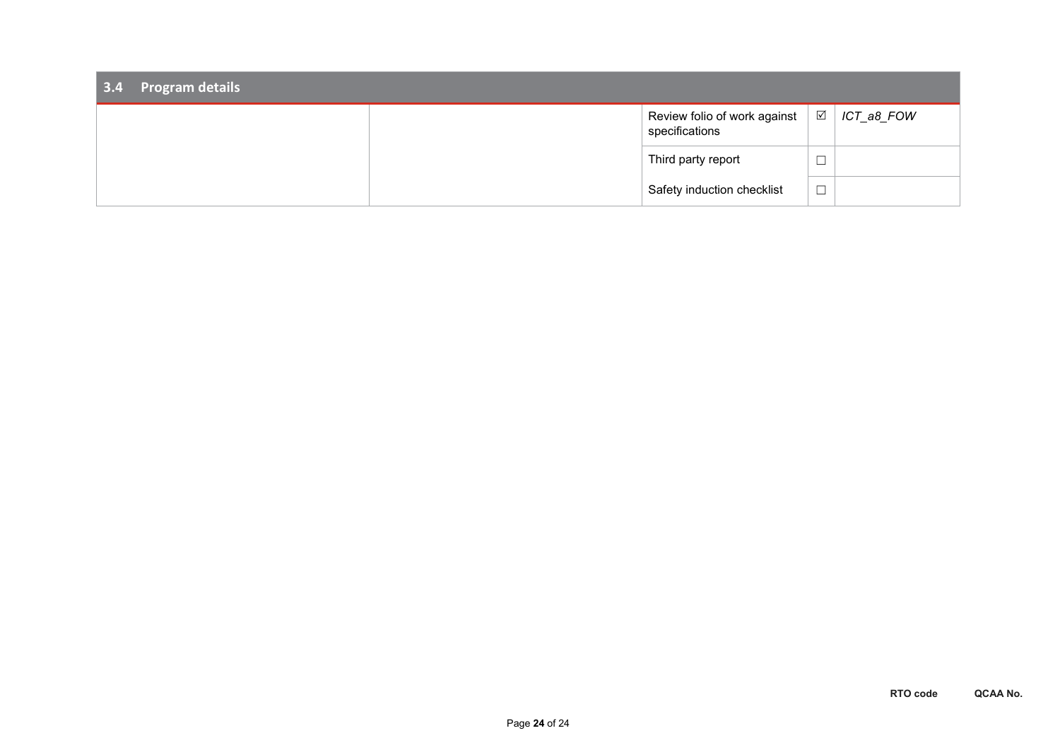## 3.4 Program details

| | | | | |
|---|---|---|---|---|
| | | Review folio of work against specifications | ☑ | *ICT_a8_FOW* |
| | | Third party report | ☐ | |
| | | Safety induction checklist | ☐ | |

**RTO code** **QCAA No.**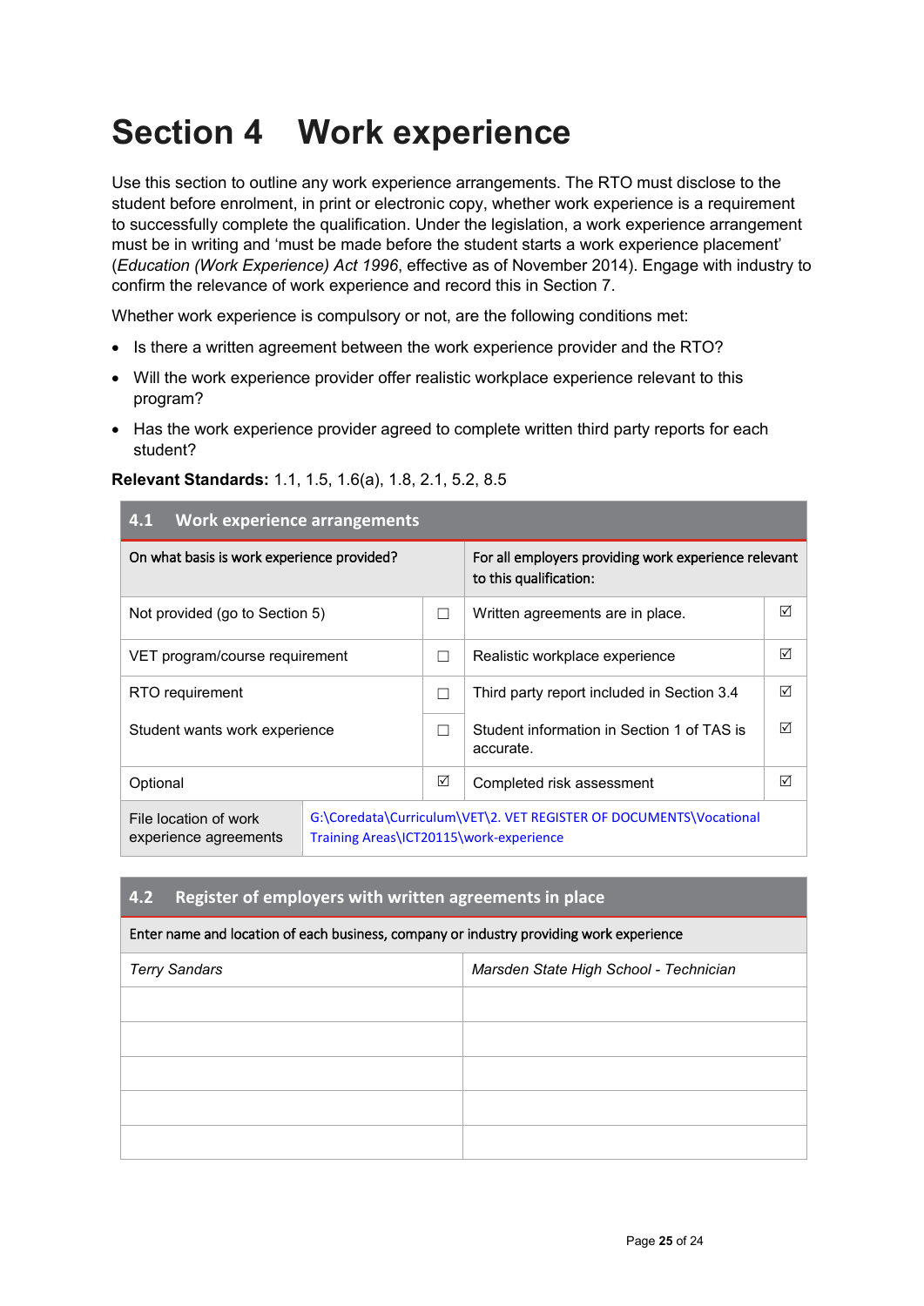# Section 4 Work experience

Use this section to outline any work experience arrangements. The RTO must disclose to the student before enrolment, in print or electronic copy, whether work experience is a requirement to successfully complete the qualification. Under the legislation, a work experience arrangement must be in writing and 'must be made before the student starts a work experience placement' (*Education (Work Experience) Act 1996*, effective as of November 2014). Engage with industry to confirm the relevance of work experience and record this in Section 7.

Whether work experience is compulsory or not, are the following conditions met:

- Is there a written agreement between the work experience provider and the RTO?
- Will the work experience provider offer realistic workplace experience relevant to this program?
- Has the work experience provider agreed to complete written third party reports for each student?

**Relevant Standards:** 1.1, 1.5, 1.6(a), 1.8, 2.1, 5.2, 8.5

| 4.1 Work experience arrangements | | | |
|---|---|---|---|
| On what basis is work experience provided? | | For all employers providing work experience relevant to this qualification: | |
| Not provided (go to Section 5) | ☐ | Written agreements are in place. | ☑ |
| VET program/course requirement | ☐ | Realistic workplace experience | ☑ |
| RTO requirement | ☐ | Third party report included in Section 3.4 | ☑ |
| Student wants work experience | ☐ | Student information in Section 1 of TAS is accurate. | ☑ |
| Optional | ☑ | Completed risk assessment | ☑ |
| File location of work experience agreements | G:\Coredata\Curriculum\VET\2. VET REGISTER OF DOCUMENTS\Vocational Training Areas\ICT20115\work-experience | | |

| 4.2 Register of employers with written agreements in place | |
|---|---|
| Enter name and location of each business, company or industry providing work experience | |
| *Terry Sandars* | *Marsden State High School - Technician* |
| | |
| | |
| | |
| | |
| | |